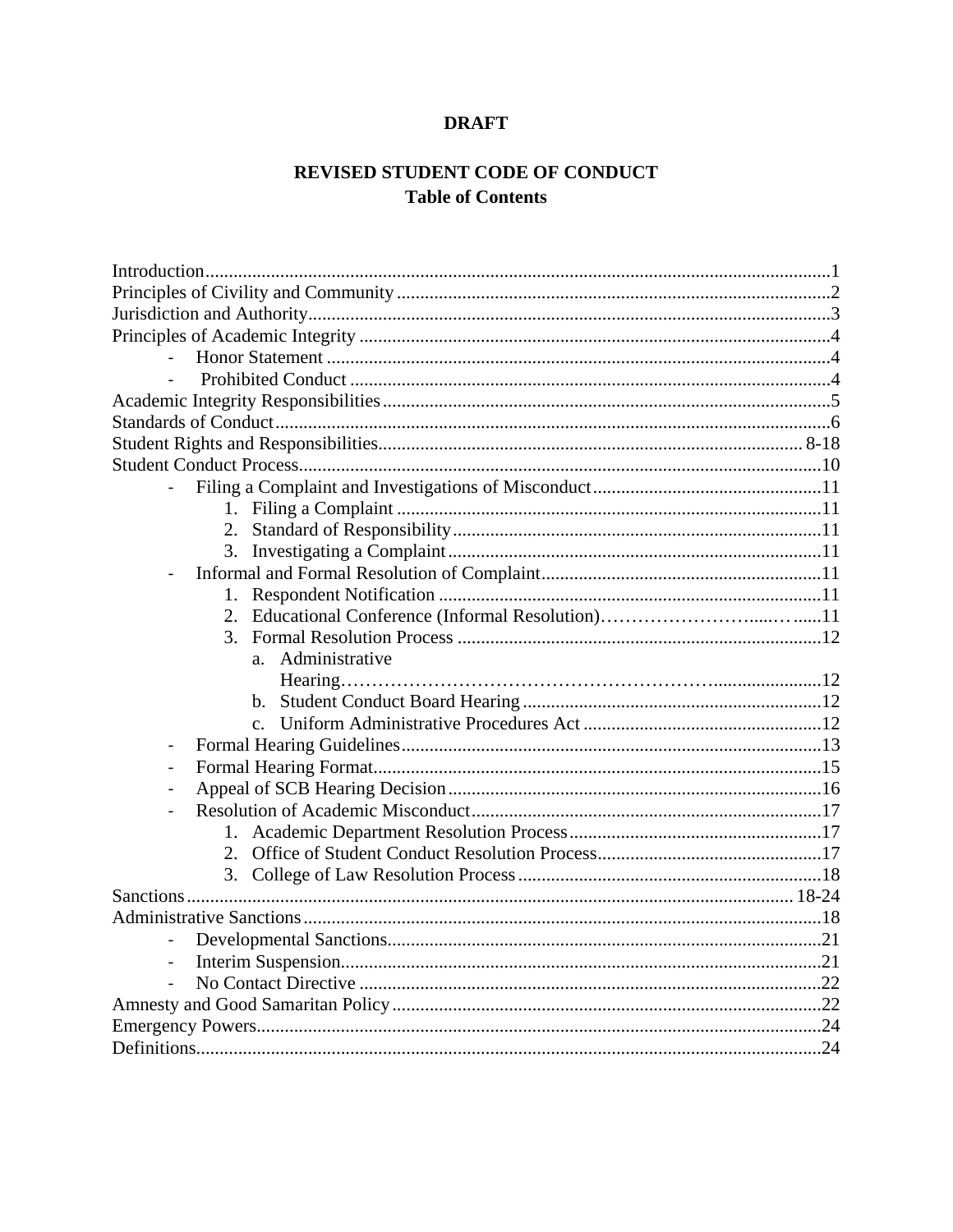**DRAFT**

# REVISED STUDENT CODE OF CONDUCT

## Table of Contents

Introduction....................................................................................................................1
Principles of Civility and Community............................................................................2
Jurisdiction and Authority...............................................................................................3
Principles of Academic Integrity ....................................................................................4

- Honor Statement ..........................................................................................4
- Prohibited Conduct ......................................................................................4

Academic Integrity Responsibilities...............................................................................5
Standards of Conduct......................................................................................................6
Student Rights and Responsibilities........................................................................... 8-18
Student Conduct Process...............................................................................................10

- Filing a Complaint and Investigations of Misconduct.................................................11
  1. Filing a Complaint ..........................................................................................11
  2. Standard of Responsibility..............................................................................11
  3. Investigating a Complaint...............................................................................11
- Informal and Formal Resolution of Complaint............................................................11
  1. Respondent Notification .................................................................................11
  2. Educational Conference (Informal Resolution)……………………....……......11
  3. Formal Resolution Process .............................................................................12
     a. Administrative Hearing………………………………………………….......................12
     b. Student Conduct Board Hearing ................................................................12
     c. Uniform Administrative Procedures Act ...................................................12
- Formal Hearing Guidelines.........................................................................................13
- Formal Hearing Format...............................................................................................15
- Appeal of SCB Hearing Decision................................................................................16
- Resolution of Academic Misconduct...........................................................................17
  1. Academic Department Resolution Process......................................................17
  2. Office of Student Conduct Resolution Process................................................17
  3. College of Law Resolution Process ................................................................18

Sanctions .................................................................................................................... 18-24
Administrative Sanctions...............................................................................................18

- Developmental Sanctions............................................................................................21
- Interim Suspension......................................................................................................21
- No Contact Directive ..................................................................................................22

Amnesty and Good Samaritan Policy............................................................................22
Emergency Powers........................................................................................................24
Definitions.....................................................................................................................24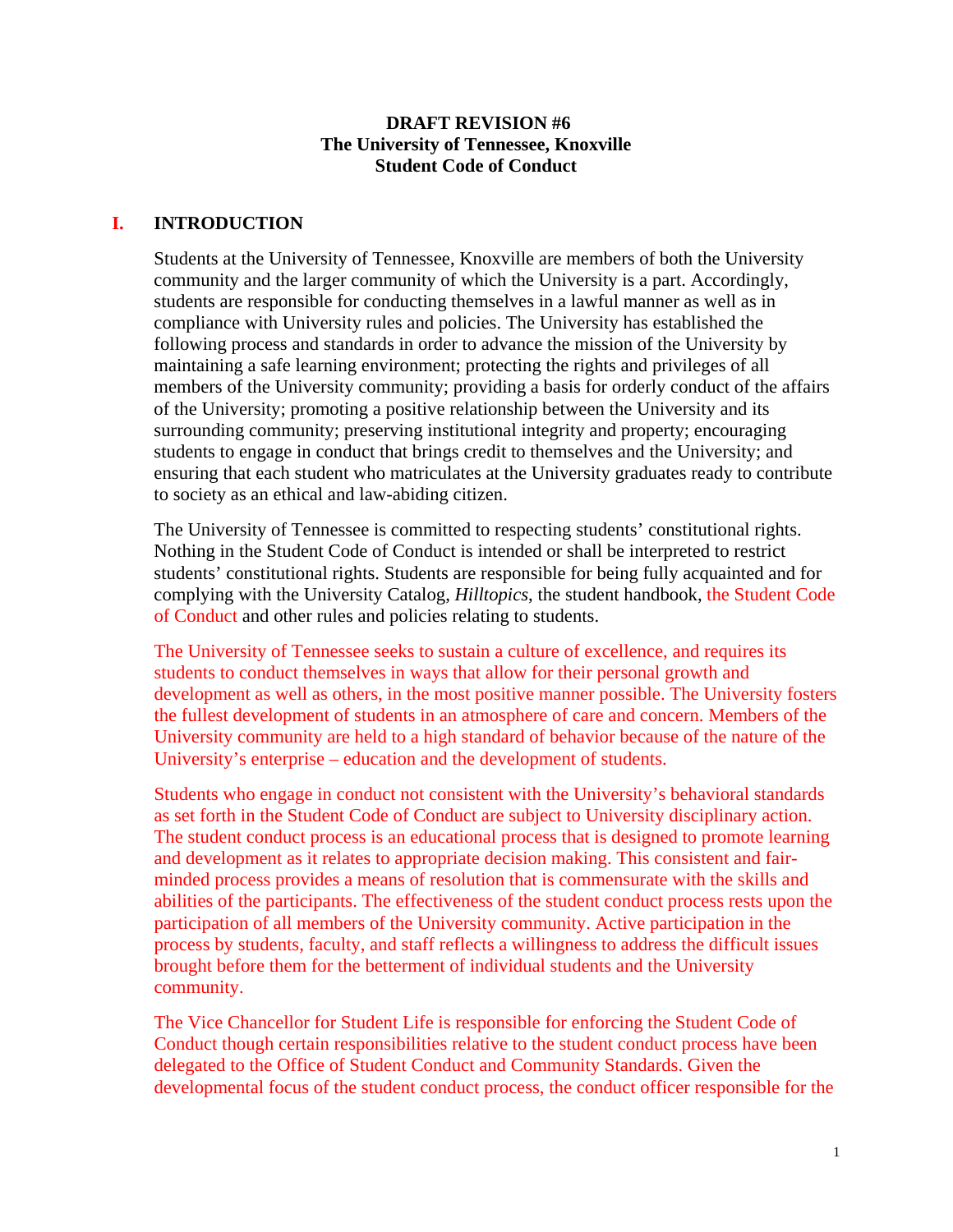**DRAFT REVISION #6**
**The University of Tennessee, Knoxville**
**Student Code of Conduct**

# I. INTRODUCTION

Students at the University of Tennessee, Knoxville are members of both the University community and the larger community of which the University is a part. Accordingly, students are responsible for conducting themselves in a lawful manner as well as in compliance with University rules and policies. The University has established the following process and standards in order to advance the mission of the University by maintaining a safe learning environment; protecting the rights and privileges of all members of the University community; providing a basis for orderly conduct of the affairs of the University; promoting a positive relationship between the University and its surrounding community; preserving institutional integrity and property; encouraging students to engage in conduct that brings credit to themselves and the University; and ensuring that each student who matriculates at the University graduates ready to contribute to society as an ethical and law-abiding citizen.

The University of Tennessee is committed to respecting students' constitutional rights. Nothing in the Student Code of Conduct is intended or shall be interpreted to restrict students' constitutional rights. Students are responsible for being fully acquainted and for complying with the University Catalog, *Hilltopics*, the student handbook, the Student Code of Conduct and other rules and policies relating to students.

The University of Tennessee seeks to sustain a culture of excellence, and requires its students to conduct themselves in ways that allow for their personal growth and development as well as others, in the most positive manner possible. The University fosters the fullest development of students in an atmosphere of care and concern. Members of the University community are held to a high standard of behavior because of the nature of the University's enterprise – education and the development of students.

Students who engage in conduct not consistent with the University's behavioral standards as set forth in the Student Code of Conduct are subject to University disciplinary action. The student conduct process is an educational process that is designed to promote learning and development as it relates to appropriate decision making. This consistent and fair-minded process provides a means of resolution that is commensurate with the skills and abilities of the participants. The effectiveness of the student conduct process rests upon the participation of all members of the University community. Active participation in the process by students, faculty, and staff reflects a willingness to address the difficult issues brought before them for the betterment of individual students and the University community.

The Vice Chancellor for Student Life is responsible for enforcing the Student Code of Conduct though certain responsibilities relative to the student conduct process have been delegated to the Office of Student Conduct and Community Standards. Given the developmental focus of the student conduct process, the conduct officer responsible for the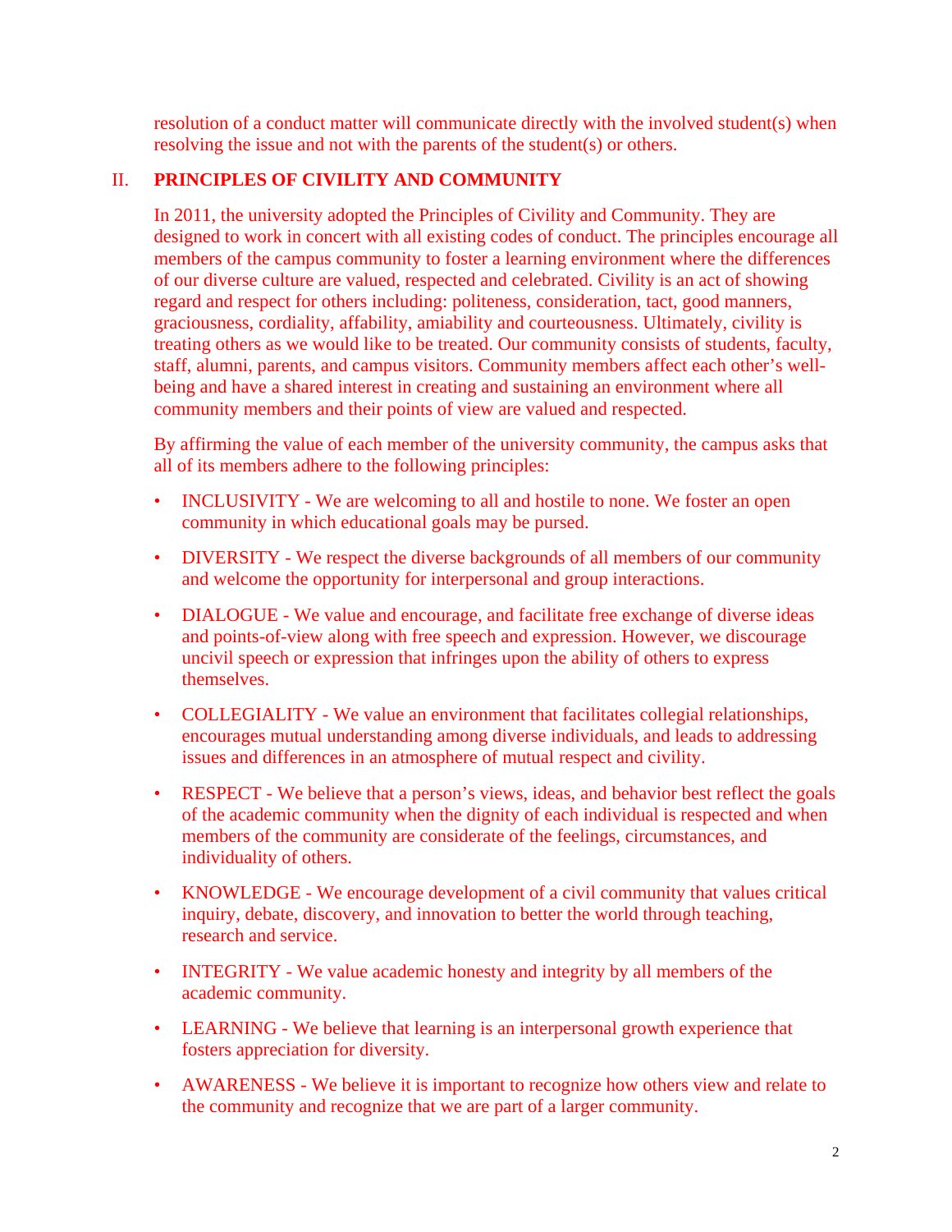resolution of a conduct matter will communicate directly with the involved student(s) when resolving the issue and not with the parents of the student(s) or others.

## II. PRINCIPLES OF CIVILITY AND COMMUNITY

In 2011, the university adopted the Principles of Civility and Community. They are designed to work in concert with all existing codes of conduct. The principles encourage all members of the campus community to foster a learning environment where the differences of our diverse culture are valued, respected and celebrated. Civility is an act of showing regard and respect for others including: politeness, consideration, tact, good manners, graciousness, cordiality, affability, amiability and courteousness. Ultimately, civility is treating others as we would like to be treated. Our community consists of students, faculty, staff, alumni, parents, and campus visitors. Community members affect each other's well-being and have a shared interest in creating and sustaining an environment where all community members and their points of view are valued and respected.

By affirming the value of each member of the university community, the campus asks that all of its members adhere to the following principles:

- INCLUSIVITY - We are welcoming to all and hostile to none. We foster an open community in which educational goals may be pursed.
- DIVERSITY - We respect the diverse backgrounds of all members of our community and welcome the opportunity for interpersonal and group interactions.
- DIALOGUE - We value and encourage, and facilitate free exchange of diverse ideas and points-of-view along with free speech and expression. However, we discourage uncivil speech or expression that infringes upon the ability of others to express themselves.
- COLLEGIALITY - We value an environment that facilitates collegial relationships, encourages mutual understanding among diverse individuals, and leads to addressing issues and differences in an atmosphere of mutual respect and civility.
- RESPECT - We believe that a person's views, ideas, and behavior best reflect the goals of the academic community when the dignity of each individual is respected and when members of the community are considerate of the feelings, circumstances, and individuality of others.
- KNOWLEDGE - We encourage development of a civil community that values critical inquiry, debate, discovery, and innovation to better the world through teaching, research and service.
- INTEGRITY - We value academic honesty and integrity by all members of the academic community.
- LEARNING - We believe that learning is an interpersonal growth experience that fosters appreciation for diversity.
- AWARENESS - We believe it is important to recognize how others view and relate to the community and recognize that we are part of a larger community.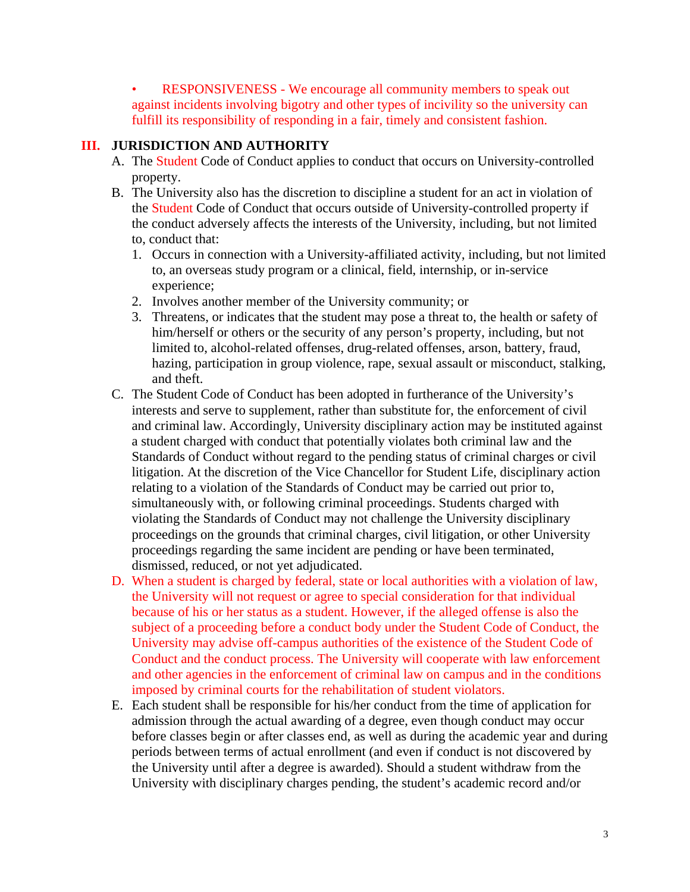- RESPONSIVENESS - We encourage all community members to speak out against incidents involving bigotry and other types of incivility so the university can fulfill its responsibility of responding in a fair, timely and consistent fashion.

## III. JURISDICTION AND AUTHORITY

A. The Student Code of Conduct applies to conduct that occurs on University-controlled property.

B. The University also has the discretion to discipline a student for an act in violation of the Student Code of Conduct that occurs outside of University-controlled property if the conduct adversely affects the interests of the University, including, but not limited to, conduct that:

1. Occurs in connection with a University-affiliated activity, including, but not limited to, an overseas study program or a clinical, field, internship, or in-service experience;
2. Involves another member of the University community; or
3. Threatens, or indicates that the student may pose a threat to, the health or safety of him/herself or others or the security of any person's property, including, but not limited to, alcohol-related offenses, drug-related offenses, arson, battery, fraud, hazing, participation in group violence, rape, sexual assault or misconduct, stalking, and theft.

C. The Student Code of Conduct has been adopted in furtherance of the University's interests and serve to supplement, rather than substitute for, the enforcement of civil and criminal law. Accordingly, University disciplinary action may be instituted against a student charged with conduct that potentially violates both criminal law and the Standards of Conduct without regard to the pending status of criminal charges or civil litigation. At the discretion of the Vice Chancellor for Student Life, disciplinary action relating to a violation of the Standards of Conduct may be carried out prior to, simultaneously with, or following criminal proceedings. Students charged with violating the Standards of Conduct may not challenge the University disciplinary proceedings on the grounds that criminal charges, civil litigation, or other University proceedings regarding the same incident are pending or have been terminated, dismissed, reduced, or not yet adjudicated.

D. When a student is charged by federal, state or local authorities with a violation of law, the University will not request or agree to special consideration for that individual because of his or her status as a student. However, if the alleged offense is also the subject of a proceeding before a conduct body under the Student Code of Conduct, the University may advise off-campus authorities of the existence of the Student Code of Conduct and the conduct process. The University will cooperate with law enforcement and other agencies in the enforcement of criminal law on campus and in the conditions imposed by criminal courts for the rehabilitation of student violators.

E. Each student shall be responsible for his/her conduct from the time of application for admission through the actual awarding of a degree, even though conduct may occur before classes begin or after classes end, as well as during the academic year and during periods between terms of actual enrollment (and even if conduct is not discovered by the University until after a degree is awarded). Should a student withdraw from the University with disciplinary charges pending, the student's academic record and/or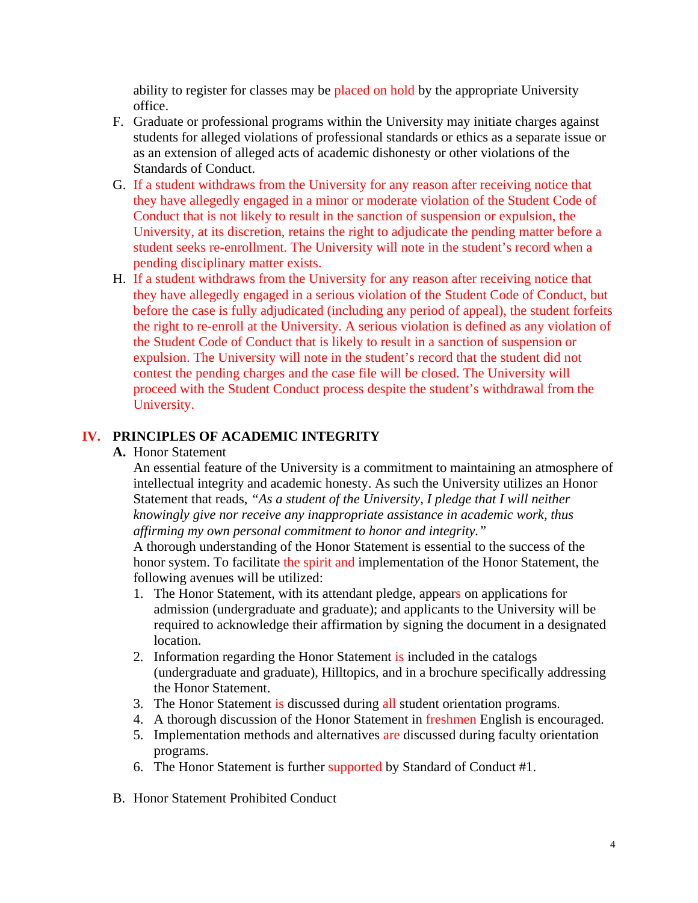ability to register for classes may be placed on hold by the appropriate University office.

F. Graduate or professional programs within the University may initiate charges against students for alleged violations of professional standards or ethics as a separate issue or as an extension of alleged acts of academic dishonesty or other violations of the Standards of Conduct.

G. If a student withdraws from the University for any reason after receiving notice that they have allegedly engaged in a minor or moderate violation of the Student Code of Conduct that is not likely to result in the sanction of suspension or expulsion, the University, at its discretion, retains the right to adjudicate the pending matter before a student seeks re-enrollment. The University will note in the student's record when a pending disciplinary matter exists.

H. If a student withdraws from the University for any reason after receiving notice that they have allegedly engaged in a serious violation of the Student Code of Conduct, but before the case is fully adjudicated (including any period of appeal), the student forfeits the right to re-enroll at the University. A serious violation is defined as any violation of the Student Code of Conduct that is likely to result in a sanction of suspension or expulsion. The University will note in the student's record that the student did not contest the pending charges and the case file will be closed. The University will proceed with the Student Conduct process despite the student's withdrawal from the University.

## IV. PRINCIPLES OF ACADEMIC INTEGRITY

**A.** Honor Statement

An essential feature of the University is a commitment to maintaining an atmosphere of intellectual integrity and academic honesty. As such the University utilizes an Honor Statement that reads, *"As a student of the University, I pledge that I will neither knowingly give nor receive any inappropriate assistance in academic work, thus affirming my own personal commitment to honor and integrity."*

A thorough understanding of the Honor Statement is essential to the success of the honor system. To facilitate the spirit and implementation of the Honor Statement, the following avenues will be utilized:

1. The Honor Statement, with its attendant pledge, appears on applications for admission (undergraduate and graduate); and applicants to the University will be required to acknowledge their affirmation by signing the document in a designated location.
2. Information regarding the Honor Statement is included in the catalogs (undergraduate and graduate), Hilltopics, and in a brochure specifically addressing the Honor Statement.
3. The Honor Statement is discussed during all student orientation programs.
4. A thorough discussion of the Honor Statement in freshmen English is encouraged.
5. Implementation methods and alternatives are discussed during faculty orientation programs.
6. The Honor Statement is further supported by Standard of Conduct #1.

B. Honor Statement Prohibited Conduct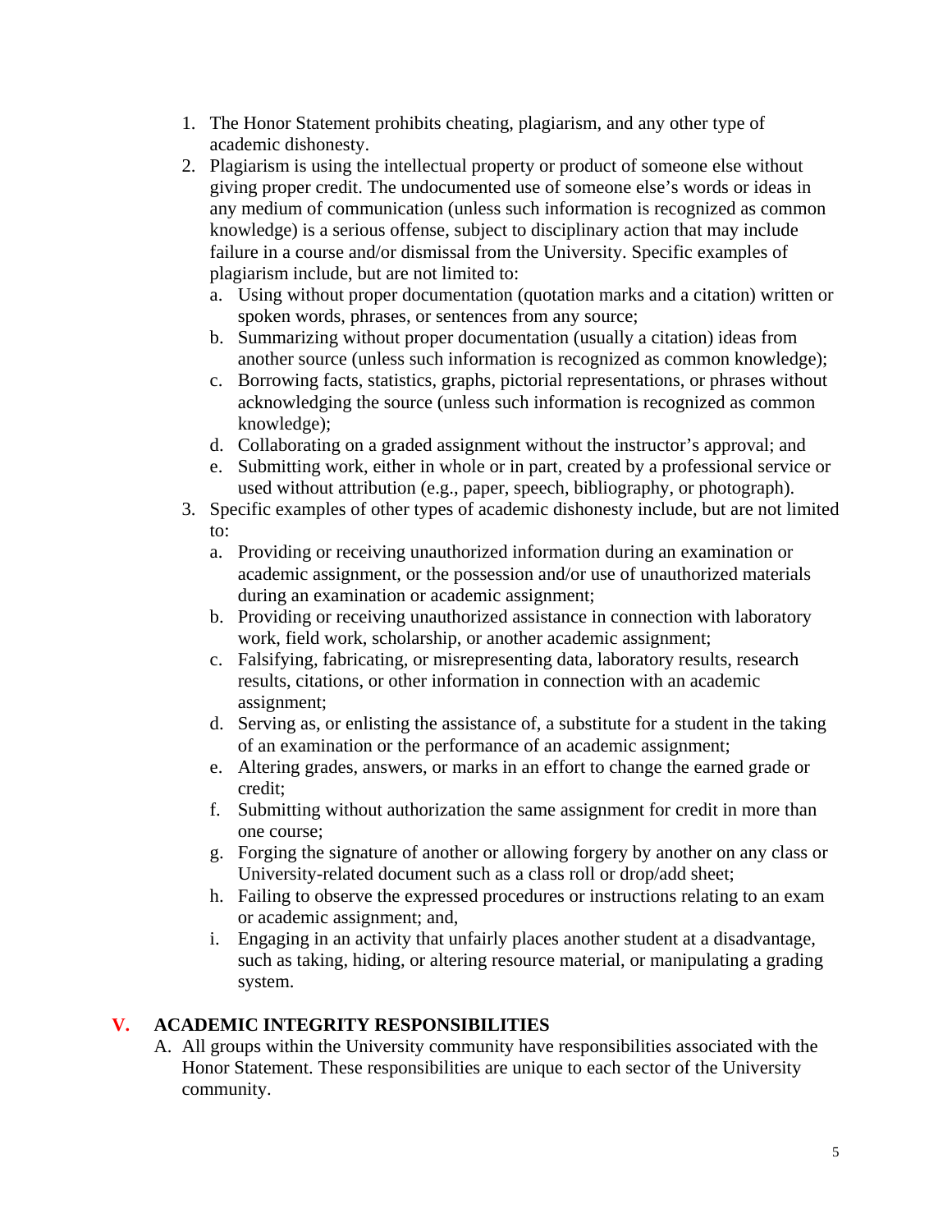1. The Honor Statement prohibits cheating, plagiarism, and any other type of academic dishonesty.
2. Plagiarism is using the intellectual property or product of someone else without giving proper credit. The undocumented use of someone else's words or ideas in any medium of communication (unless such information is recognized as common knowledge) is a serious offense, subject to disciplinary action that may include failure in a course and/or dismissal from the University. Specific examples of plagiarism include, but are not limited to:
   a. Using without proper documentation (quotation marks and a citation) written or spoken words, phrases, or sentences from any source;
   b. Summarizing without proper documentation (usually a citation) ideas from another source (unless such information is recognized as common knowledge);
   c. Borrowing facts, statistics, graphs, pictorial representations, or phrases without acknowledging the source (unless such information is recognized as common knowledge);
   d. Collaborating on a graded assignment without the instructor's approval; and
   e. Submitting work, either in whole or in part, created by a professional service or used without attribution (e.g., paper, speech, bibliography, or photograph).
3. Specific examples of other types of academic dishonesty include, but are not limited to:
   a. Providing or receiving unauthorized information during an examination or academic assignment, or the possession and/or use of unauthorized materials during an examination or academic assignment;
   b. Providing or receiving unauthorized assistance in connection with laboratory work, field work, scholarship, or another academic assignment;
   c. Falsifying, fabricating, or misrepresenting data, laboratory results, research results, citations, or other information in connection with an academic assignment;
   d. Serving as, or enlisting the assistance of, a substitute for a student in the taking of an examination or the performance of an academic assignment;
   e. Altering grades, answers, or marks in an effort to change the earned grade or credit;
   f. Submitting without authorization the same assignment for credit in more than one course;
   g. Forging the signature of another or allowing forgery by another on any class or University-related document such as a class roll or drop/add sheet;
   h. Failing to observe the expressed procedures or instructions relating to an exam or academic assignment; and,
   i. Engaging in an activity that unfairly places another student at a disadvantage, such as taking, hiding, or altering resource material, or manipulating a grading system.

## V. ACADEMIC INTEGRITY RESPONSIBILITIES

A. All groups within the University community have responsibilities associated with the Honor Statement. These responsibilities are unique to each sector of the University community.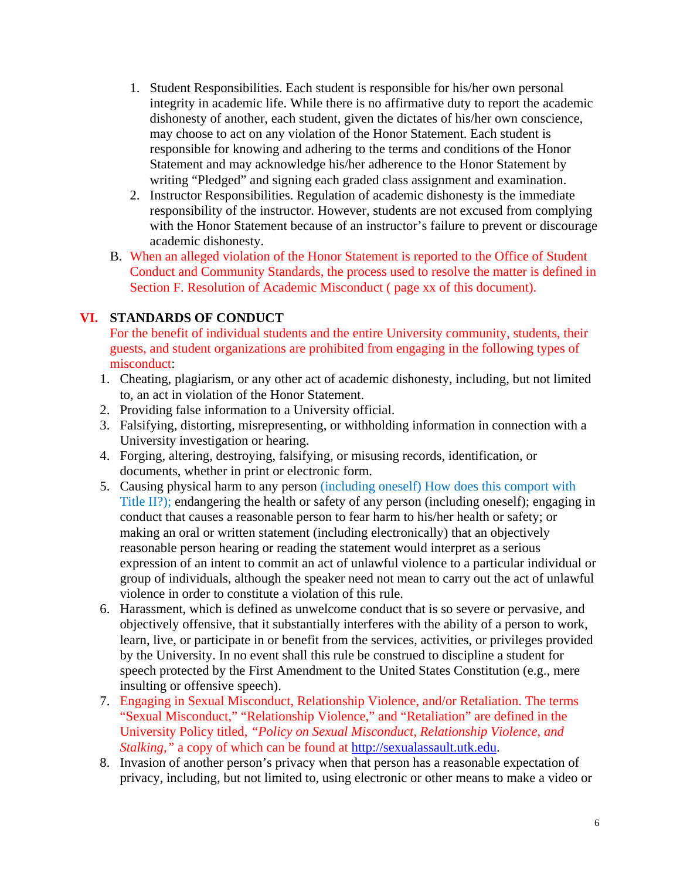1. Student Responsibilities. Each student is responsible for his/her own personal integrity in academic life. While there is no affirmative duty to report the academic dishonesty of another, each student, given the dictates of his/her own conscience, may choose to act on any violation of the Honor Statement. Each student is responsible for knowing and adhering to the terms and conditions of the Honor Statement and may acknowledge his/her adherence to the Honor Statement by writing "Pledged" and signing each graded class assignment and examination.
2. Instructor Responsibilities. Regulation of academic dishonesty is the immediate responsibility of the instructor. However, students are not excused from complying with the Honor Statement because of an instructor's failure to prevent or discourage academic dishonesty.

B. When an alleged violation of the Honor Statement is reported to the Office of Student Conduct and Community Standards, the process used to resolve the matter is defined in Section F. Resolution of Academic Misconduct ( page xx of this document).

## VI. STANDARDS OF CONDUCT

For the benefit of individual students and the entire University community, students, their guests, and student organizations are prohibited from engaging in the following types of misconduct:

1. Cheating, plagiarism, or any other act of academic dishonesty, including, but not limited to, an act in violation of the Honor Statement.
2. Providing false information to a University official.
3. Falsifying, distorting, misrepresenting, or withholding information in connection with a University investigation or hearing.
4. Forging, altering, destroying, falsifying, or misusing records, identification, or documents, whether in print or electronic form.
5. Causing physical harm to any person (including oneself) How does this comport with Title II?); endangering the health or safety of any person (including oneself); engaging in conduct that causes a reasonable person to fear harm to his/her health or safety; or making an oral or written statement (including electronically) that an objectively reasonable person hearing or reading the statement would interpret as a serious expression of an intent to commit an act of unlawful violence to a particular individual or group of individuals, although the speaker need not mean to carry out the act of unlawful violence in order to constitute a violation of this rule.
6. Harassment, which is defined as unwelcome conduct that is so severe or pervasive, and objectively offensive, that it substantially interferes with the ability of a person to work, learn, live, or participate in or benefit from the services, activities, or privileges provided by the University. In no event shall this rule be construed to discipline a student for speech protected by the First Amendment to the United States Constitution (e.g., mere insulting or offensive speech).
7. Engaging in Sexual Misconduct, Relationship Violence, and/or Retaliation. The terms "Sexual Misconduct," "Relationship Violence," and "Retaliation" are defined in the University Policy titled, *"Policy on Sexual Misconduct, Relationship Violence, and Stalking,"* a copy of which can be found at http://sexualassault.utk.edu.
8. Invasion of another person's privacy when that person has a reasonable expectation of privacy, including, but not limited to, using electronic or other means to make a video or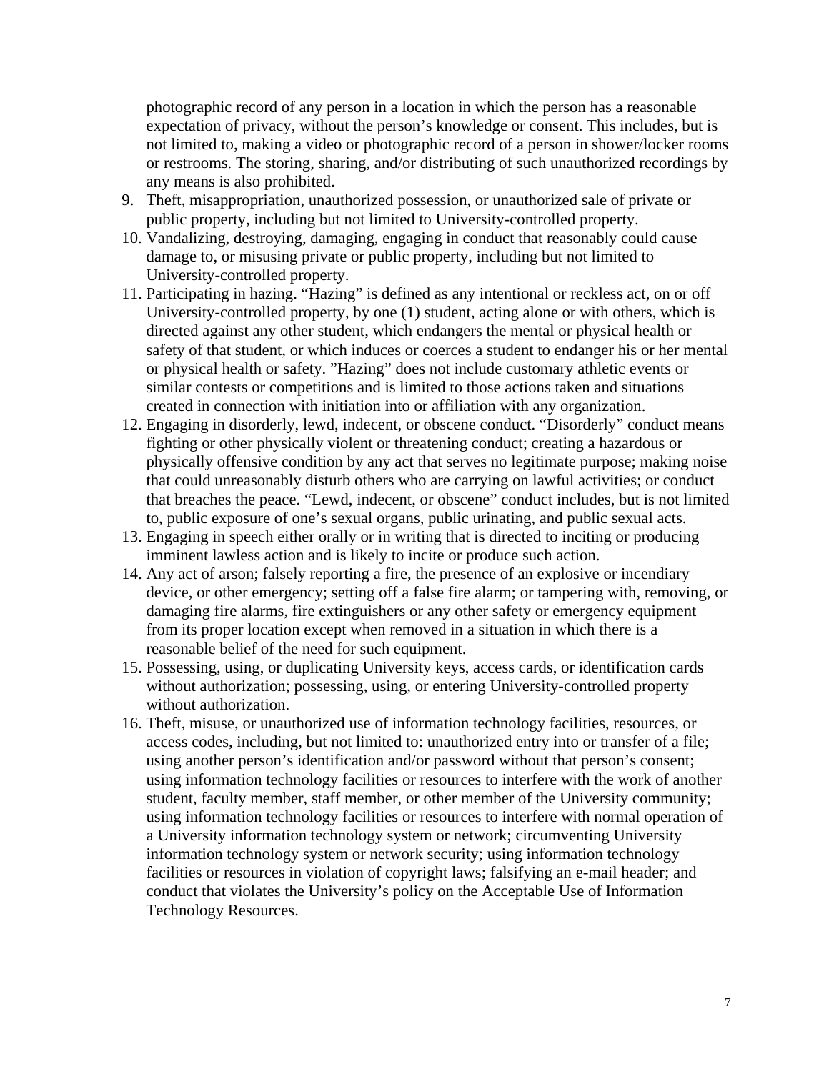photographic record of any person in a location in which the person has a reasonable expectation of privacy, without the person's knowledge or consent. This includes, but is not limited to, making a video or photographic record of a person in shower/locker rooms or restrooms. The storing, sharing, and/or distributing of such unauthorized recordings by any means is also prohibited.

9. Theft, misappropriation, unauthorized possession, or unauthorized sale of private or public property, including but not limited to University-controlled property.
10. Vandalizing, destroying, damaging, engaging in conduct that reasonably could cause damage to, or misusing private or public property, including but not limited to University-controlled property.
11. Participating in hazing. "Hazing" is defined as any intentional or reckless act, on or off University-controlled property, by one (1) student, acting alone or with others, which is directed against any other student, which endangers the mental or physical health or safety of that student, or which induces or coerces a student to endanger his or her mental or physical health or safety. "Hazing" does not include customary athletic events or similar contests or competitions and is limited to those actions taken and situations created in connection with initiation into or affiliation with any organization.
12. Engaging in disorderly, lewd, indecent, or obscene conduct. "Disorderly" conduct means fighting or other physically violent or threatening conduct; creating a hazardous or physically offensive condition by any act that serves no legitimate purpose; making noise that could unreasonably disturb others who are carrying on lawful activities; or conduct that breaches the peace. "Lewd, indecent, or obscene" conduct includes, but is not limited to, public exposure of one's sexual organs, public urinating, and public sexual acts.
13. Engaging in speech either orally or in writing that is directed to inciting or producing imminent lawless action and is likely to incite or produce such action.
14. Any act of arson; falsely reporting a fire, the presence of an explosive or incendiary device, or other emergency; setting off a false fire alarm; or tampering with, removing, or damaging fire alarms, fire extinguishers or any other safety or emergency equipment from its proper location except when removed in a situation in which there is a reasonable belief of the need for such equipment.
15. Possessing, using, or duplicating University keys, access cards, or identification cards without authorization; possessing, using, or entering University-controlled property without authorization.
16. Theft, misuse, or unauthorized use of information technology facilities, resources, or access codes, including, but not limited to: unauthorized entry into or transfer of a file; using another person's identification and/or password without that person's consent; using information technology facilities or resources to interfere with the work of another student, faculty member, staff member, or other member of the University community; using information technology facilities or resources to interfere with normal operation of a University information technology system or network; circumventing University information technology system or network security; using information technology facilities or resources in violation of copyright laws; falsifying an e-mail header; and conduct that violates the University's policy on the Acceptable Use of Information Technology Resources.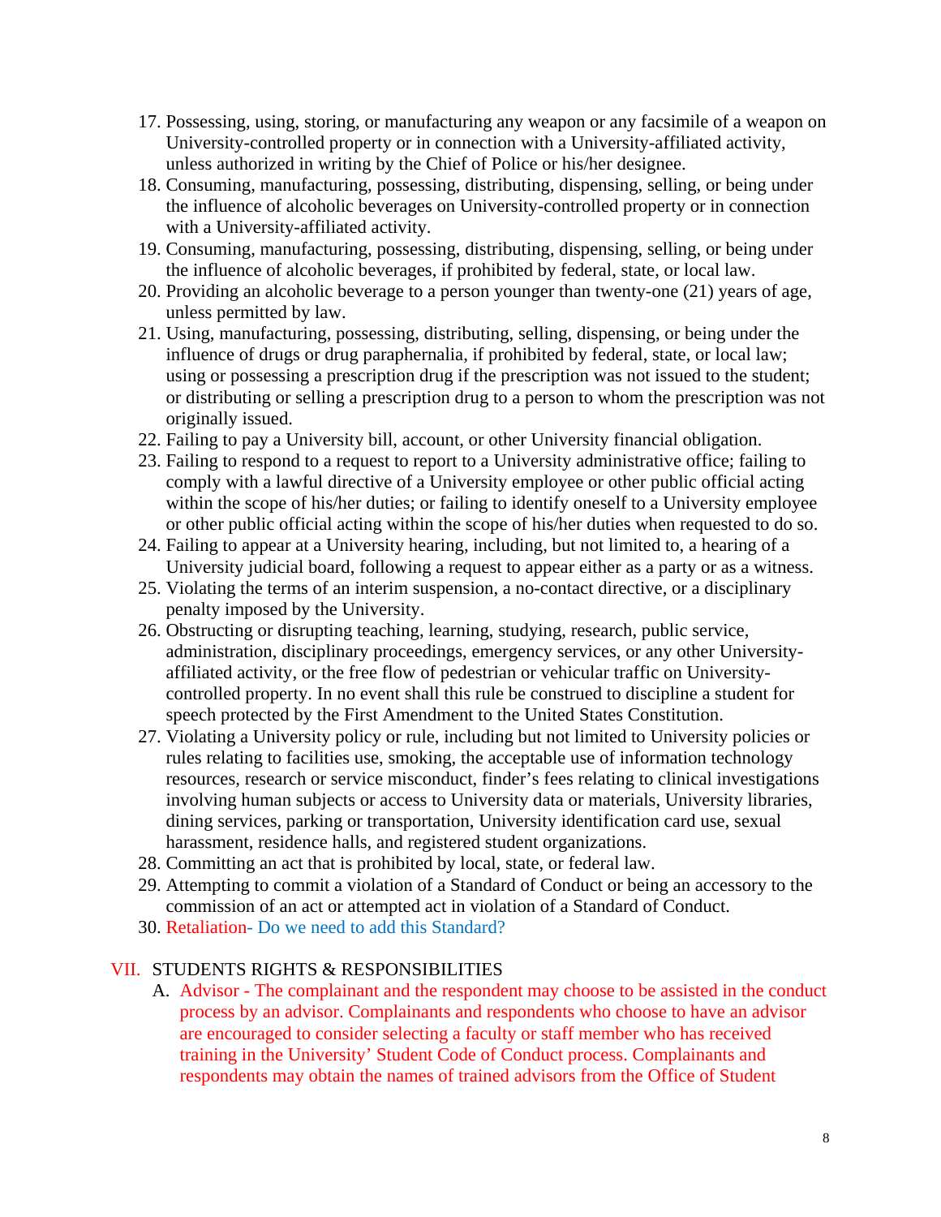17. Possessing, using, storing, or manufacturing any weapon or any facsimile of a weapon on University-controlled property or in connection with a University-affiliated activity, unless authorized in writing by the Chief of Police or his/her designee.
18. Consuming, manufacturing, possessing, distributing, dispensing, selling, or being under the influence of alcoholic beverages on University-controlled property or in connection with a University-affiliated activity.
19. Consuming, manufacturing, possessing, distributing, dispensing, selling, or being under the influence of alcoholic beverages, if prohibited by federal, state, or local law.
20. Providing an alcoholic beverage to a person younger than twenty-one (21) years of age, unless permitted by law.
21. Using, manufacturing, possessing, distributing, selling, dispensing, or being under the influence of drugs or drug paraphernalia, if prohibited by federal, state, or local law; using or possessing a prescription drug if the prescription was not issued to the student; or distributing or selling a prescription drug to a person to whom the prescription was not originally issued.
22. Failing to pay a University bill, account, or other University financial obligation.
23. Failing to respond to a request to report to a University administrative office; failing to comply with a lawful directive of a University employee or other public official acting within the scope of his/her duties; or failing to identify oneself to a University employee or other public official acting within the scope of his/her duties when requested to do so.
24. Failing to appear at a University hearing, including, but not limited to, a hearing of a University judicial board, following a request to appear either as a party or as a witness.
25. Violating the terms of an interim suspension, a no-contact directive, or a disciplinary penalty imposed by the University.
26. Obstructing or disrupting teaching, learning, studying, research, public service, administration, disciplinary proceedings, emergency services, or any other University-affiliated activity, or the free flow of pedestrian or vehicular traffic on University-controlled property. In no event shall this rule be construed to discipline a student for speech protected by the First Amendment to the United States Constitution.
27. Violating a University policy or rule, including but not limited to University policies or rules relating to facilities use, smoking, the acceptable use of information technology resources, research or service misconduct, finder's fees relating to clinical investigations involving human subjects or access to University data or materials, University libraries, dining services, parking or transportation, University identification card use, sexual harassment, residence halls, and registered student organizations.
28. Committing an act that is prohibited by local, state, or federal law.
29. Attempting to commit a violation of a Standard of Conduct or being an accessory to the commission of an act or attempted act in violation of a Standard of Conduct.
30. Retaliation- Do we need to add this Standard?

## VII. STUDENTS RIGHTS & RESPONSIBILITIES

A. Advisor - The complainant and the respondent may choose to be assisted in the conduct process by an advisor. Complainants and respondents who choose to have an advisor are encouraged to consider selecting a faculty or staff member who has received training in the University' Student Code of Conduct process. Complainants and respondents may obtain the names of trained advisors from the Office of Student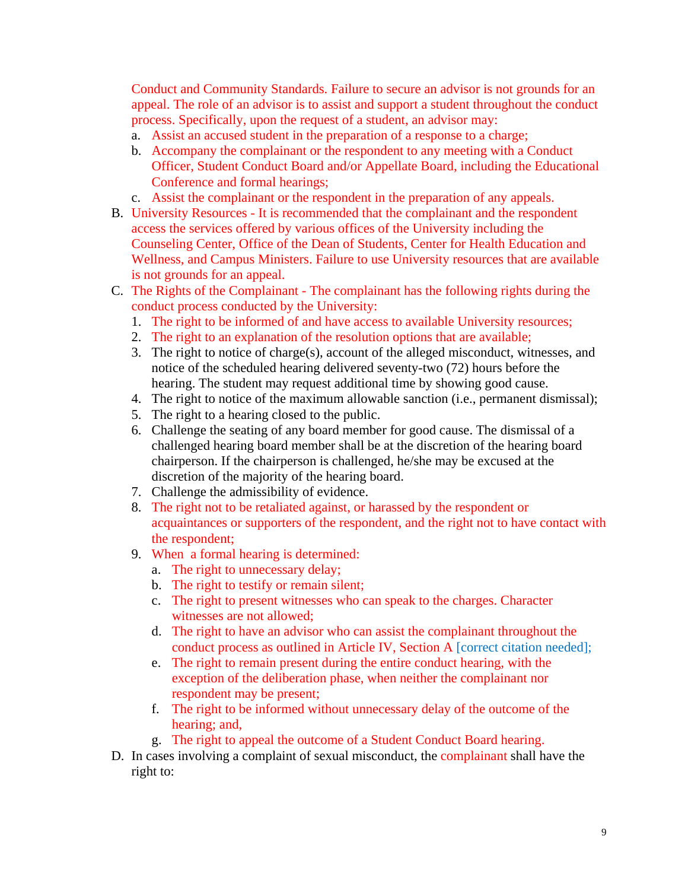Conduct and Community Standards. Failure to secure an advisor is not grounds for an appeal. The role of an advisor is to assist and support a student throughout the conduct process. Specifically, upon the request of a student, an advisor may:

a. Assist an accused student in the preparation of a response to a charge;
b. Accompany the complainant or the respondent to any meeting with a Conduct Officer, Student Conduct Board and/or Appellate Board, including the Educational Conference and formal hearings;
c. Assist the complainant or the respondent in the preparation of any appeals.

B. University Resources - It is recommended that the complainant and the respondent access the services offered by various offices of the University including the Counseling Center, Office of the Dean of Students, Center for Health Education and Wellness, and Campus Ministers. Failure to use University resources that are available is not grounds for an appeal.

C. The Rights of the Complainant - The complainant has the following rights during the conduct process conducted by the University:

1. The right to be informed of and have access to available University resources;
2. The right to an explanation of the resolution options that are available;
3. The right to notice of charge(s), account of the alleged misconduct, witnesses, and notice of the scheduled hearing delivered seventy-two (72) hours before the hearing. The student may request additional time by showing good cause.
4. The right to notice of the maximum allowable sanction (i.e., permanent dismissal);
5. The right to a hearing closed to the public.
6. Challenge the seating of any board member for good cause. The dismissal of a challenged hearing board member shall be at the discretion of the hearing board chairperson. If the chairperson is challenged, he/she may be excused at the discretion of the majority of the hearing board.
7. Challenge the admissibility of evidence.
8. The right not to be retaliated against, or harassed by the respondent or acquaintances or supporters of the respondent, and the right not to have contact with the respondent;
9. When a formal hearing is determined:
   a. The right to unnecessary delay;
   b. The right to testify or remain silent;
   c. The right to present witnesses who can speak to the charges. Character witnesses are not allowed;
   d. The right to have an advisor who can assist the complainant throughout the conduct process as outlined in Article IV, Section A [correct citation needed];
   e. The right to remain present during the entire conduct hearing, with the exception of the deliberation phase, when neither the complainant nor respondent may be present;
   f. The right to be informed without unnecessary delay of the outcome of the hearing; and,
   g. The right to appeal the outcome of a Student Conduct Board hearing.

D. In cases involving a complaint of sexual misconduct, the complainant shall have the right to: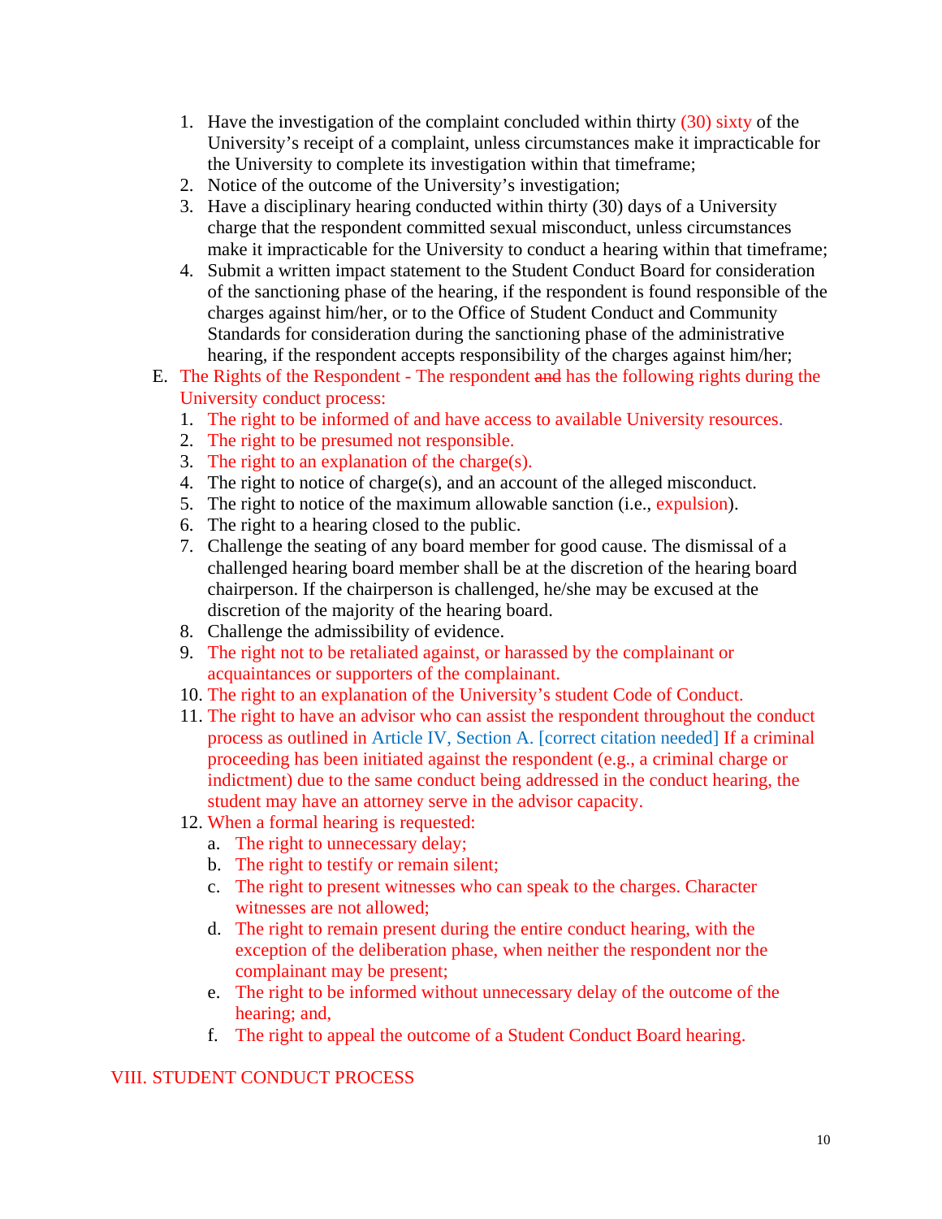1. Have the investigation of the complaint concluded within thirty (30) sixty of the University's receipt of a complaint, unless circumstances make it impracticable for the University to complete its investigation within that timeframe;
2. Notice of the outcome of the University's investigation;
3. Have a disciplinary hearing conducted within thirty (30) days of a University charge that the respondent committed sexual misconduct, unless circumstances make it impracticable for the University to conduct a hearing within that timeframe;
4. Submit a written impact statement to the Student Conduct Board for consideration of the sanctioning phase of the hearing, if the respondent is found responsible of the charges against him/her, or to the Office of Student Conduct and Community Standards for consideration during the sanctioning phase of the administrative hearing, if the respondent accepts responsibility of the charges against him/her;

E. The Rights of the Respondent - The respondent ~~and~~ has the following rights during the University conduct process:
   1. The right to be informed of and have access to available University resources.
   2. The right to be presumed not responsible.
   3. The right to an explanation of the charge(s).
   4. The right to notice of charge(s), and an account of the alleged misconduct.
   5. The right to notice of the maximum allowable sanction (i.e., expulsion).
   6. The right to a hearing closed to the public.
   7. Challenge the seating of any board member for good cause. The dismissal of a challenged hearing board member shall be at the discretion of the hearing board chairperson. If the chairperson is challenged, he/she may be excused at the discretion of the majority of the hearing board.
   8. Challenge the admissibility of evidence.
   9. The right not to be retaliated against, or harassed by the complainant or acquaintances or supporters of the complainant.
   10. The right to an explanation of the University's student Code of Conduct.
   11. The right to have an advisor who can assist the respondent throughout the conduct process as outlined in Article IV, Section A. [correct citation needed] If a criminal proceeding has been initiated against the respondent (e.g., a criminal charge or indictment) due to the same conduct being addressed in the conduct hearing, the student may have an attorney serve in the advisor capacity.
   12. When a formal hearing is requested:
       a. The right to unnecessary delay;
       b. The right to testify or remain silent;
       c. The right to present witnesses who can speak to the charges. Character witnesses are not allowed;
       d. The right to remain present during the entire conduct hearing, with the exception of the deliberation phase, when neither the respondent nor the complainant may be present;
       e. The right to be informed without unnecessary delay of the outcome of the hearing; and,
       f. The right to appeal the outcome of a Student Conduct Board hearing.

## VIII. STUDENT CONDUCT PROCESS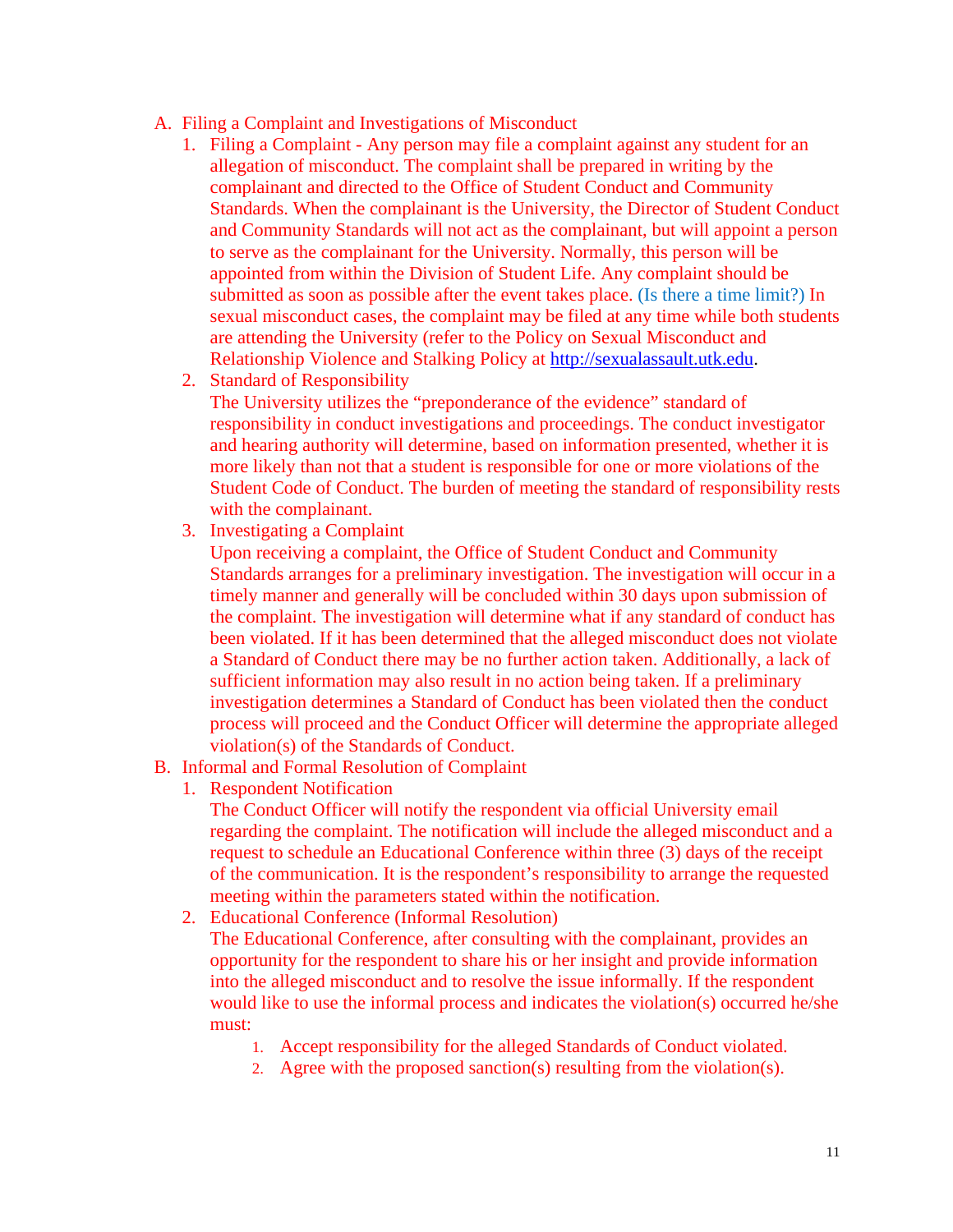A. Filing a Complaint and Investigations of Misconduct
   1. Filing a Complaint - Any person may file a complaint against any student for an allegation of misconduct. The complaint shall be prepared in writing by the complainant and directed to the Office of Student Conduct and Community Standards. When the complainant is the University, the Director of Student Conduct and Community Standards will not act as the complainant, but will appoint a person to serve as the complainant for the University. Normally, this person will be appointed from within the Division of Student Life. Any complaint should be submitted as soon as possible after the event takes place. (Is there a time limit?) In sexual misconduct cases, the complaint may be filed at any time while both students are attending the University (refer to the Policy on Sexual Misconduct and Relationship Violence and Stalking Policy at http://sexualassault.utk.edu.
   2. Standard of Responsibility
      The University utilizes the "preponderance of the evidence" standard of responsibility in conduct investigations and proceedings. The conduct investigator and hearing authority will determine, based on information presented, whether it is more likely than not that a student is responsible for one or more violations of the Student Code of Conduct. The burden of meeting the standard of responsibility rests with the complainant.
   3. Investigating a Complaint
      Upon receiving a complaint, the Office of Student Conduct and Community Standards arranges for a preliminary investigation. The investigation will occur in a timely manner and generally will be concluded within 30 days upon submission of the complaint. The investigation will determine what if any standard of conduct has been violated. If it has been determined that the alleged misconduct does not violate a Standard of Conduct there may be no further action taken. Additionally, a lack of sufficient information may also result in no action being taken. If a preliminary investigation determines a Standard of Conduct has been violated then the conduct process will proceed and the Conduct Officer will determine the appropriate alleged violation(s) of the Standards of Conduct.

B. Informal and Formal Resolution of Complaint
   1. Respondent Notification
      The Conduct Officer will notify the respondent via official University email regarding the complaint. The notification will include the alleged misconduct and a request to schedule an Educational Conference within three (3) days of the receipt of the communication. It is the respondent's responsibility to arrange the requested meeting within the parameters stated within the notification.
   2. Educational Conference (Informal Resolution)
      The Educational Conference, after consulting with the complainant, provides an opportunity for the respondent to share his or her insight and provide information into the alleged misconduct and to resolve the issue informally. If the respondent would like to use the informal process and indicates the violation(s) occurred he/she must:
      1. Accept responsibility for the alleged Standards of Conduct violated.
      2. Agree with the proposed sanction(s) resulting from the violation(s).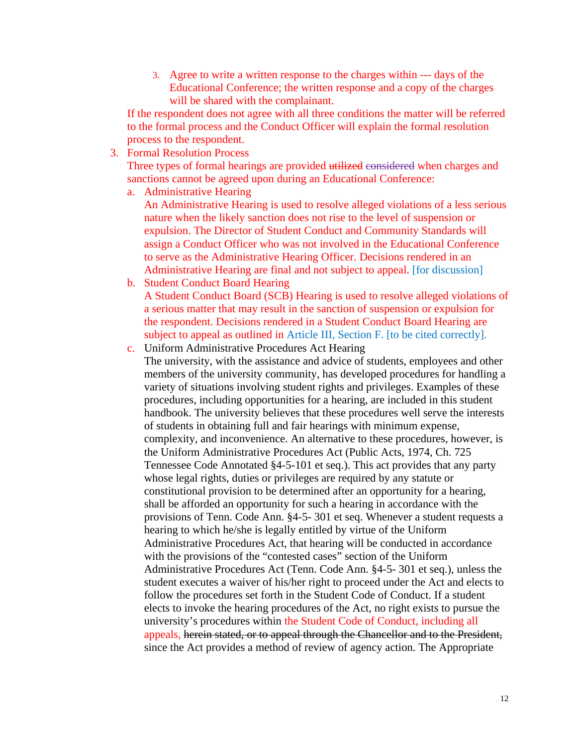3. Agree to write a written response to the charges within --- days of the Educational Conference; the written response and a copy of the charges will be shared with the complainant.

If the respondent does not agree with all three conditions the matter will be referred to the formal process and the Conduct Officer will explain the formal resolution process to the respondent.

3. Formal Resolution Process

   Three types of formal hearings are provided ~~utilized~~ ~~considered~~ when charges and sanctions cannot be agreed upon during an Educational Conference:

   a. Administrative Hearing

      An Administrative Hearing is used to resolve alleged violations of a less serious nature when the likely sanction does not rise to the level of suspension or expulsion. The Director of Student Conduct and Community Standards will assign a Conduct Officer who was not involved in the Educational Conference to serve as the Administrative Hearing Officer. Decisions rendered in an Administrative Hearing are final and not subject to appeal. [for discussion]

   b. Student Conduct Board Hearing

      A Student Conduct Board (SCB) Hearing is used to resolve alleged violations of a serious matter that may result in the sanction of suspension or expulsion for the respondent. Decisions rendered in a Student Conduct Board Hearing are subject to appeal as outlined in Article III, Section F. [to be cited correctly].

   c. Uniform Administrative Procedures Act Hearing

      The university, with the assistance and advice of students, employees and other members of the university community, has developed procedures for handling a variety of situations involving student rights and privileges. Examples of these procedures, including opportunities for a hearing, are included in this student handbook. The university believes that these procedures well serve the interests of students in obtaining full and fair hearings with minimum expense, complexity, and inconvenience. An alternative to these procedures, however, is the Uniform Administrative Procedures Act (Public Acts, 1974, Ch. 725 Tennessee Code Annotated §4-5-101 et seq.). This act provides that any party whose legal rights, duties or privileges are required by any statute or constitutional provision to be determined after an opportunity for a hearing, shall be afforded an opportunity for such a hearing in accordance with the provisions of Tenn. Code Ann. §4-5- 301 et seq. Whenever a student requests a hearing to which he/she is legally entitled by virtue of the Uniform Administrative Procedures Act, that hearing will be conducted in accordance with the provisions of the "contested cases" section of the Uniform Administrative Procedures Act (Tenn. Code Ann. §4-5- 301 et seq.), unless the student executes a waiver of his/her right to proceed under the Act and elects to follow the procedures set forth in the Student Code of Conduct. If a student elects to invoke the hearing procedures of the Act, no right exists to pursue the university's procedures within the Student Code of Conduct, including all appeals, ~~herein stated, or to appeal through the Chancellor and to the President,~~ since the Act provides a method of review of agency action. The Appropriate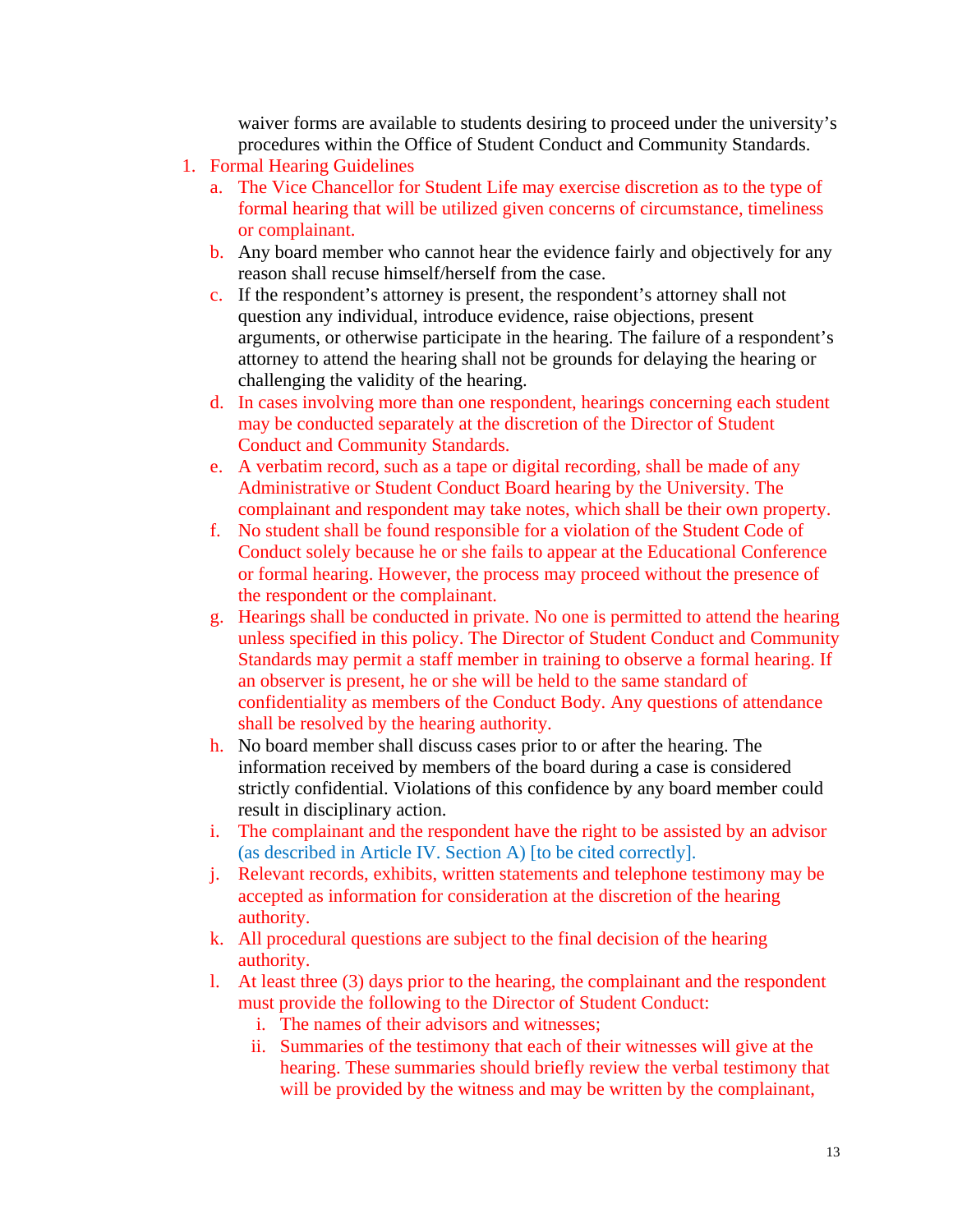waiver forms are available to students desiring to proceed under the university's procedures within the Office of Student Conduct and Community Standards.

1. Formal Hearing Guidelines
   a. The Vice Chancellor for Student Life may exercise discretion as to the type of formal hearing that will be utilized given concerns of circumstance, timeliness or complainant.
   b. Any board member who cannot hear the evidence fairly and objectively for any reason shall recuse himself/herself from the case.
   c. If the respondent's attorney is present, the respondent's attorney shall not question any individual, introduce evidence, raise objections, present arguments, or otherwise participate in the hearing. The failure of a respondent's attorney to attend the hearing shall not be grounds for delaying the hearing or challenging the validity of the hearing.
   d. In cases involving more than one respondent, hearings concerning each student may be conducted separately at the discretion of the Director of Student Conduct and Community Standards.
   e. A verbatim record, such as a tape or digital recording, shall be made of any Administrative or Student Conduct Board hearing by the University. The complainant and respondent may take notes, which shall be their own property.
   f. No student shall be found responsible for a violation of the Student Code of Conduct solely because he or she fails to appear at the Educational Conference or formal hearing. However, the process may proceed without the presence of the respondent or the complainant.
   g. Hearings shall be conducted in private. No one is permitted to attend the hearing unless specified in this policy. The Director of Student Conduct and Community Standards may permit a staff member in training to observe a formal hearing. If an observer is present, he or she will be held to the same standard of confidentiality as members of the Conduct Body. Any questions of attendance shall be resolved by the hearing authority.
   h. No board member shall discuss cases prior to or after the hearing. The information received by members of the board during a case is considered strictly confidential. Violations of this confidence by any board member could result in disciplinary action.
   i. The complainant and the respondent have the right to be assisted by an advisor (as described in Article IV. Section A) [to be cited correctly].
   j. Relevant records, exhibits, written statements and telephone testimony may be accepted as information for consideration at the discretion of the hearing authority.
   k. All procedural questions are subject to the final decision of the hearing authority.
   l. At least three (3) days prior to the hearing, the complainant and the respondent must provide the following to the Director of Student Conduct:
      i. The names of their advisors and witnesses;
      ii. Summaries of the testimony that each of their witnesses will give at the hearing. These summaries should briefly review the verbal testimony that will be provided by the witness and may be written by the complainant,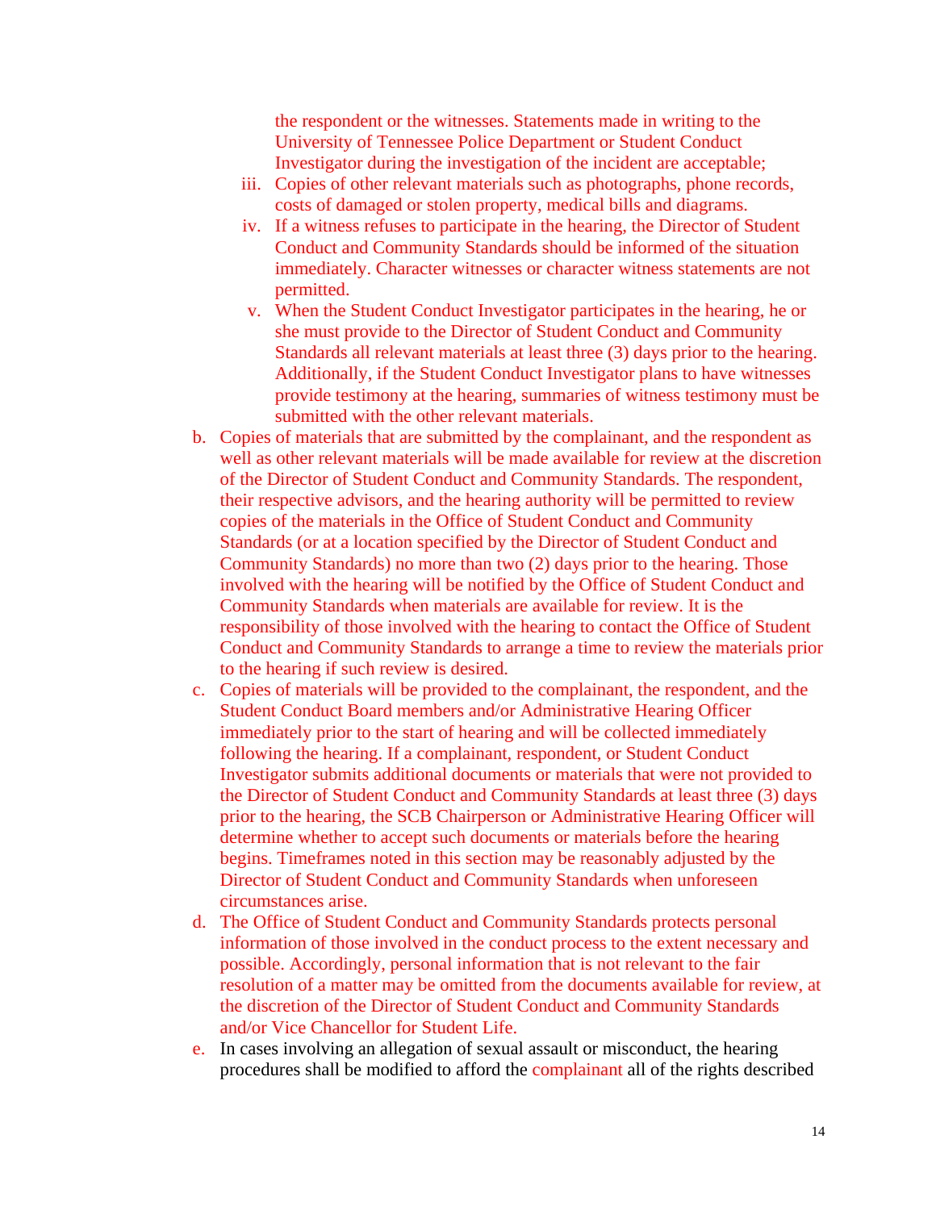the respondent or the witnesses. Statements made in writing to the University of Tennessee Police Department or Student Conduct Investigator during the investigation of the incident are acceptable;

iii. Copies of other relevant materials such as photographs, phone records, costs of damaged or stolen property, medical bills and diagrams.

iv. If a witness refuses to participate in the hearing, the Director of Student Conduct and Community Standards should be informed of the situation immediately. Character witnesses or character witness statements are not permitted.

v. When the Student Conduct Investigator participates in the hearing, he or she must provide to the Director of Student Conduct and Community Standards all relevant materials at least three (3) days prior to the hearing. Additionally, if the Student Conduct Investigator plans to have witnesses provide testimony at the hearing, summaries of witness testimony must be submitted with the other relevant materials.

b. Copies of materials that are submitted by the complainant, and the respondent as well as other relevant materials will be made available for review at the discretion of the Director of Student Conduct and Community Standards. The respondent, their respective advisors, and the hearing authority will be permitted to review copies of the materials in the Office of Student Conduct and Community Standards (or at a location specified by the Director of Student Conduct and Community Standards) no more than two (2) days prior to the hearing. Those involved with the hearing will be notified by the Office of Student Conduct and Community Standards when materials are available for review. It is the responsibility of those involved with the hearing to contact the Office of Student Conduct and Community Standards to arrange a time to review the materials prior to the hearing if such review is desired.

c. Copies of materials will be provided to the complainant, the respondent, and the Student Conduct Board members and/or Administrative Hearing Officer immediately prior to the start of hearing and will be collected immediately following the hearing. If a complainant, respondent, or Student Conduct Investigator submits additional documents or materials that were not provided to the Director of Student Conduct and Community Standards at least three (3) days prior to the hearing, the SCB Chairperson or Administrative Hearing Officer will determine whether to accept such documents or materials before the hearing begins. Timeframes noted in this section may be reasonably adjusted by the Director of Student Conduct and Community Standards when unforeseen circumstances arise.

d. The Office of Student Conduct and Community Standards protects personal information of those involved in the conduct process to the extent necessary and possible. Accordingly, personal information that is not relevant to the fair resolution of a matter may be omitted from the documents available for review, at the discretion of the Director of Student Conduct and Community Standards and/or Vice Chancellor for Student Life.

e. In cases involving an allegation of sexual assault or misconduct, the hearing procedures shall be modified to afford the complainant all of the rights described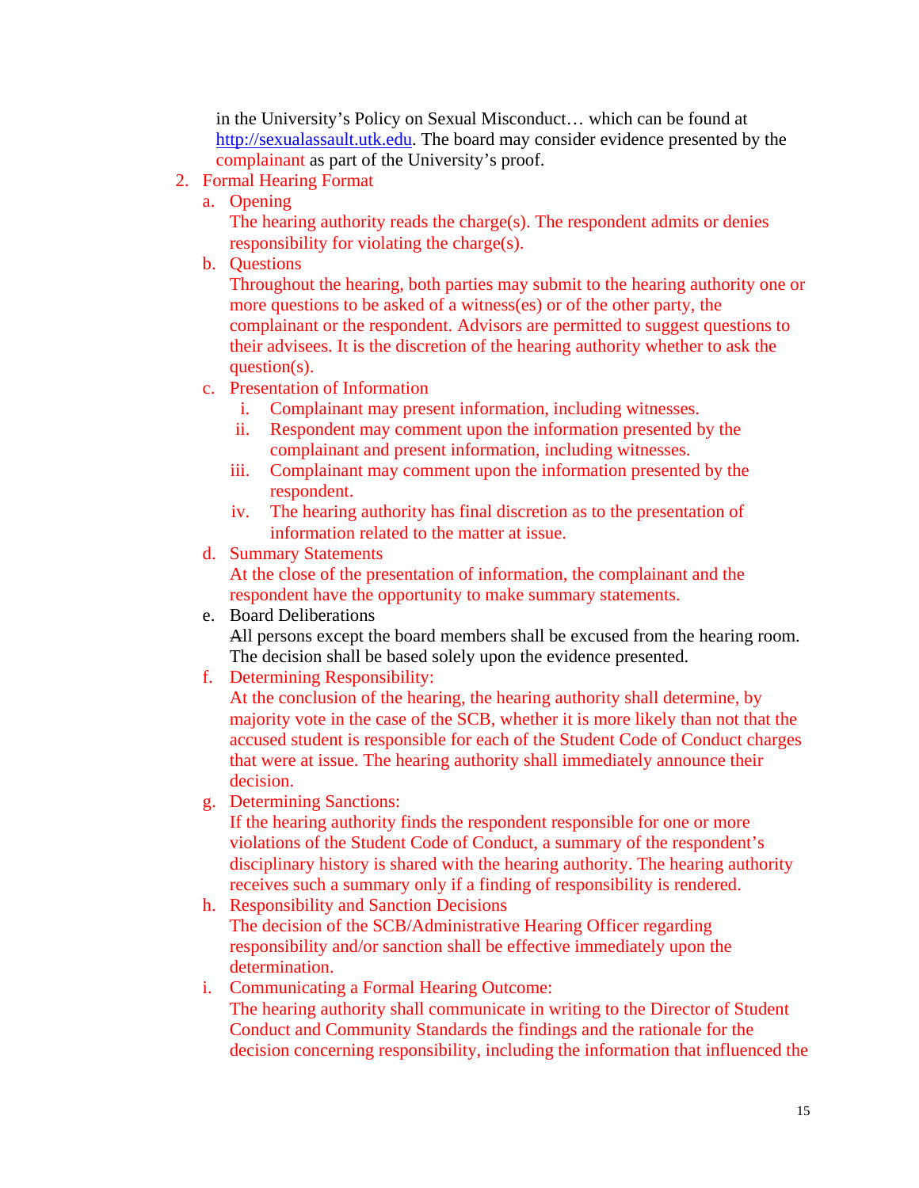in the University's Policy on Sexual Misconduct… which can be found at http://sexualassault.utk.edu. The board may consider evidence presented by the complainant as part of the University's proof.

2. Formal Hearing Format
   a. Opening
      The hearing authority reads the charge(s). The respondent admits or denies responsibility for violating the charge(s).
   b. Questions
      Throughout the hearing, both parties may submit to the hearing authority one or more questions to be asked of a witness(es) or of the other party, the complainant or the respondent. Advisors are permitted to suggest questions to their advisees. It is the discretion of the hearing authority whether to ask the question(s).
   c. Presentation of Information
      i. Complainant may present information, including witnesses.
      ii. Respondent may comment upon the information presented by the complainant and present information, including witnesses.
      iii. Complainant may comment upon the information presented by the respondent.
      iv. The hearing authority has final discretion as to the presentation of information related to the matter at issue.
   d. Summary Statements
      At the close of the presentation of information, the complainant and the respondent have the opportunity to make summary statements.
   e. Board Deliberations
      All persons except the board members shall be excused from the hearing room. The decision shall be based solely upon the evidence presented.
   f. Determining Responsibility:
      At the conclusion of the hearing, the hearing authority shall determine, by majority vote in the case of the SCB, whether it is more likely than not that the accused student is responsible for each of the Student Code of Conduct charges that were at issue. The hearing authority shall immediately announce their decision.
   g. Determining Sanctions:
      If the hearing authority finds the respondent responsible for one or more violations of the Student Code of Conduct, a summary of the respondent's disciplinary history is shared with the hearing authority. The hearing authority receives such a summary only if a finding of responsibility is rendered.
   h. Responsibility and Sanction Decisions
      The decision of the SCB/Administrative Hearing Officer regarding responsibility and/or sanction shall be effective immediately upon the determination.
   i. Communicating a Formal Hearing Outcome:
      The hearing authority shall communicate in writing to the Director of Student Conduct and Community Standards the findings and the rationale for the decision concerning responsibility, including the information that influenced the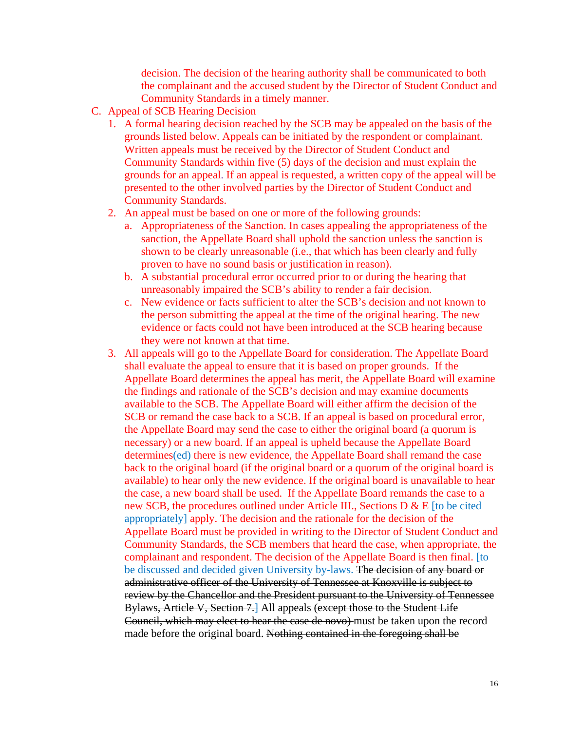decision. The decision of the hearing authority shall be communicated to both the complainant and the accused student by the Director of Student Conduct and Community Standards in a timely manner.

C. Appeal of SCB Hearing Decision

1. A formal hearing decision reached by the SCB may be appealed on the basis of the grounds listed below. Appeals can be initiated by the respondent or complainant. Written appeals must be received by the Director of Student Conduct and Community Standards within five (5) days of the decision and must explain the grounds for an appeal. If an appeal is requested, a written copy of the appeal will be presented to the other involved parties by the Director of Student Conduct and Community Standards.
2. An appeal must be based on one or more of the following grounds:
   a. Appropriateness of the Sanction. In cases appealing the appropriateness of the sanction, the Appellate Board shall uphold the sanction unless the sanction is shown to be clearly unreasonable (i.e., that which has been clearly and fully proven to have no sound basis or justification in reason).
   b. A substantial procedural error occurred prior to or during the hearing that unreasonably impaired the SCB's ability to render a fair decision.
   c. New evidence or facts sufficient to alter the SCB's decision and not known to the person submitting the appeal at the time of the original hearing. The new evidence or facts could not have been introduced at the SCB hearing because they were not known at that time.
3. All appeals will go to the Appellate Board for consideration. The Appellate Board shall evaluate the appeal to ensure that it is based on proper grounds. If the Appellate Board determines the appeal has merit, the Appellate Board will examine the findings and rationale of the SCB's decision and may examine documents available to the SCB. The Appellate Board will either affirm the decision of the SCB or remand the case back to a SCB. If an appeal is based on procedural error, the Appellate Board may send the case to either the original board (a quorum is necessary) or a new board. If an appeal is upheld because the Appellate Board determines(ed) there is new evidence, the Appellate Board shall remand the case back to the original board (if the original board or a quorum of the original board is available) to hear only the new evidence. If the original board is unavailable to hear the case, a new board shall be used. If the Appellate Board remands the case to a new SCB, the procedures outlined under Article III., Sections D & E [to be cited appropriately] apply. The decision and the rationale for the decision of the Appellate Board must be provided in writing to the Director of Student Conduct and Community Standards, the SCB members that heard the case, when appropriate, the complainant and respondent. The decision of the Appellate Board is then final. [to be discussed and decided given University by-laws. ~~The decision of any board or administrative officer of the University of Tennessee at Knoxville is subject to review by the Chancellor and the President pursuant to the University of Tennessee Bylaws, Article V, Section 7.~~] All appeals ~~(except those to the Student Life Council, which may elect to hear the case de novo)~~ must be taken upon the record made before the original board. ~~Nothing contained in the foregoing shall be~~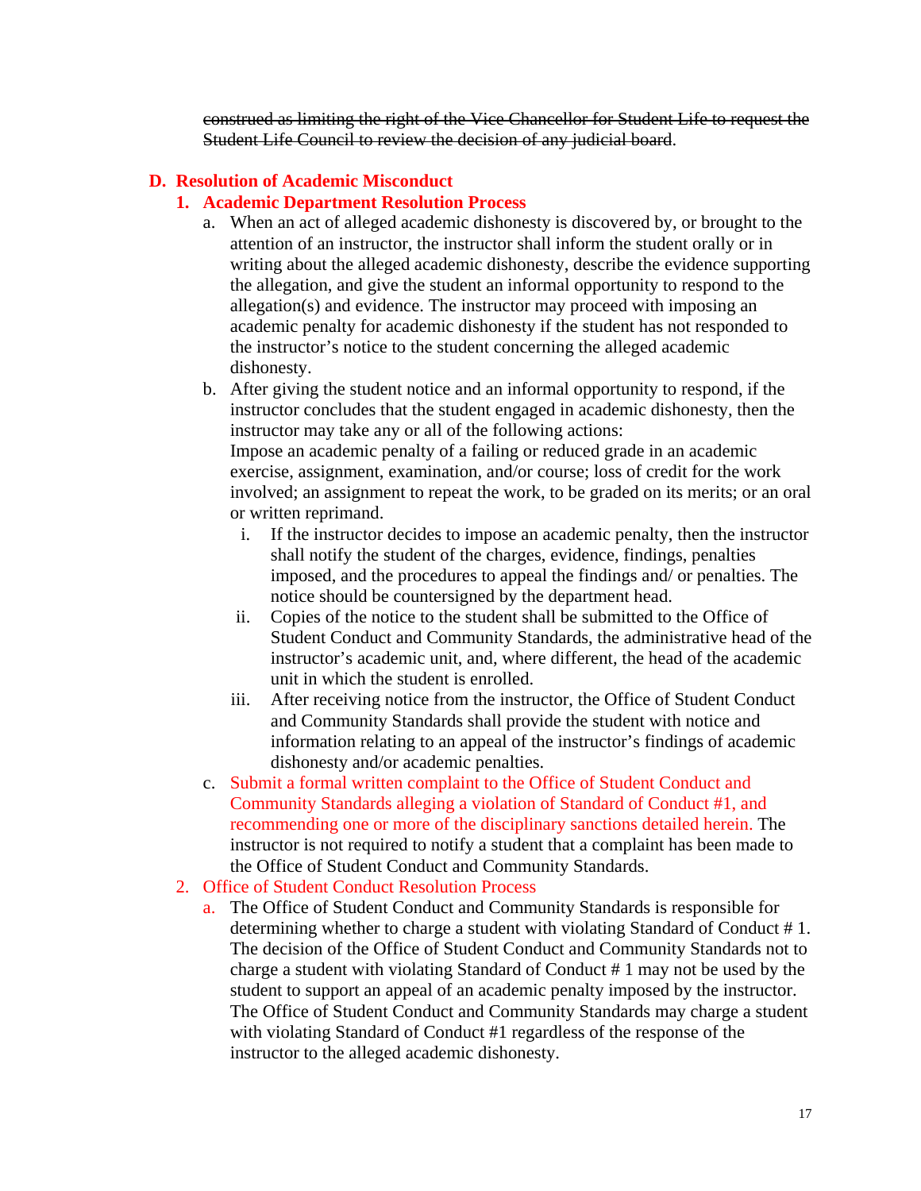~~construed as limiting the right of the Vice Chancellor for Student Life to request the Student Life Council to review the decision of any judicial board~~.

## D. Resolution of Academic Misconduct

### 1. Academic Department Resolution Process

a. When an act of alleged academic dishonesty is discovered by, or brought to the attention of an instructor, the instructor shall inform the student orally or in writing about the alleged academic dishonesty, describe the evidence supporting the allegation, and give the student an informal opportunity to respond to the allegation(s) and evidence. The instructor may proceed with imposing an academic penalty for academic dishonesty if the student has not responded to the instructor's notice to the student concerning the alleged academic dishonesty.

b. After giving the student notice and an informal opportunity to respond, if the instructor concludes that the student engaged in academic dishonesty, then the instructor may take any or all of the following actions:
Impose an academic penalty of a failing or reduced grade in an academic exercise, assignment, examination, and/or course; loss of credit for the work involved; an assignment to repeat the work, to be graded on its merits; or an oral or written reprimand.

   i. If the instructor decides to impose an academic penalty, then the instructor shall notify the student of the charges, evidence, findings, penalties imposed, and the procedures to appeal the findings and/ or penalties. The notice should be countersigned by the department head.

   ii. Copies of the notice to the student shall be submitted to the Office of Student Conduct and Community Standards, the administrative head of the instructor's academic unit, and, where different, the head of the academic unit in which the student is enrolled.

   iii. After receiving notice from the instructor, the Office of Student Conduct and Community Standards shall provide the student with notice and information relating to an appeal of the instructor's findings of academic dishonesty and/or academic penalties.

c. Submit a formal written complaint to the Office of Student Conduct and Community Standards alleging a violation of Standard of Conduct #1, and recommending one or more of the disciplinary sanctions detailed herein. The instructor is not required to notify a student that a complaint has been made to the Office of Student Conduct and Community Standards.

### 2. Office of Student Conduct Resolution Process

a. The Office of Student Conduct and Community Standards is responsible for determining whether to charge a student with violating Standard of Conduct # 1. The decision of the Office of Student Conduct and Community Standards not to charge a student with violating Standard of Conduct # 1 may not be used by the student to support an appeal of an academic penalty imposed by the instructor. The Office of Student Conduct and Community Standards may charge a student with violating Standard of Conduct #1 regardless of the response of the instructor to the alleged academic dishonesty.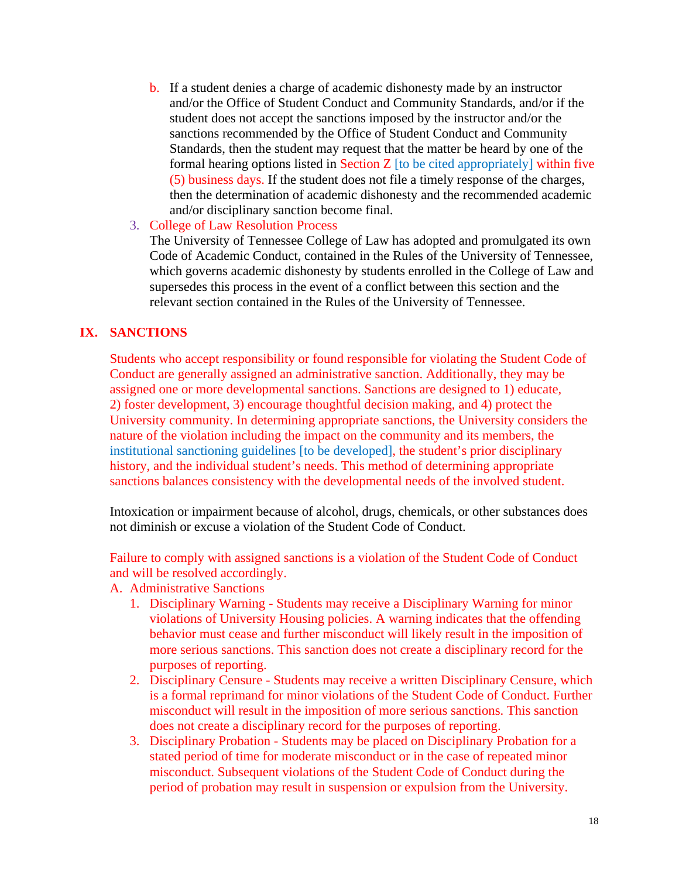b. If a student denies a charge of academic dishonesty made by an instructor and/or the Office of Student Conduct and Community Standards, and/or if the student does not accept the sanctions imposed by the instructor and/or the sanctions recommended by the Office of Student Conduct and Community Standards, then the student may request that the matter be heard by one of the formal hearing options listed in Section Z [to be cited appropriately] within five (5) business days. If the student does not file a timely response of the charges, then the determination of academic dishonesty and the recommended academic and/or disciplinary sanction become final.

3. College of Law Resolution Process
   The University of Tennessee College of Law has adopted and promulgated its own Code of Academic Conduct, contained in the Rules of the University of Tennessee, which governs academic dishonesty by students enrolled in the College of Law and supersedes this process in the event of a conflict between this section and the relevant section contained in the Rules of the University of Tennessee.

## IX. SANCTIONS

Students who accept responsibility or found responsible for violating the Student Code of Conduct are generally assigned an administrative sanction. Additionally, they may be assigned one or more developmental sanctions. Sanctions are designed to 1) educate, 2) foster development, 3) encourage thoughtful decision making, and 4) protect the University community. In determining appropriate sanctions, the University considers the nature of the violation including the impact on the community and its members, the institutional sanctioning guidelines [to be developed], the student's prior disciplinary history, and the individual student's needs. This method of determining appropriate sanctions balances consistency with the developmental needs of the involved student.

Intoxication or impairment because of alcohol, drugs, chemicals, or other substances does not diminish or excuse a violation of the Student Code of Conduct.

Failure to comply with assigned sanctions is a violation of the Student Code of Conduct and will be resolved accordingly.

A. Administrative Sanctions
   1. Disciplinary Warning - Students may receive a Disciplinary Warning for minor violations of University Housing policies. A warning indicates that the offending behavior must cease and further misconduct will likely result in the imposition of more serious sanctions. This sanction does not create a disciplinary record for the purposes of reporting.
   2. Disciplinary Censure - Students may receive a written Disciplinary Censure, which is a formal reprimand for minor violations of the Student Code of Conduct. Further misconduct will result in the imposition of more serious sanctions. This sanction does not create a disciplinary record for the purposes of reporting.
   3. Disciplinary Probation - Students may be placed on Disciplinary Probation for a stated period of time for moderate misconduct or in the case of repeated minor misconduct. Subsequent violations of the Student Code of Conduct during the period of probation may result in suspension or expulsion from the University.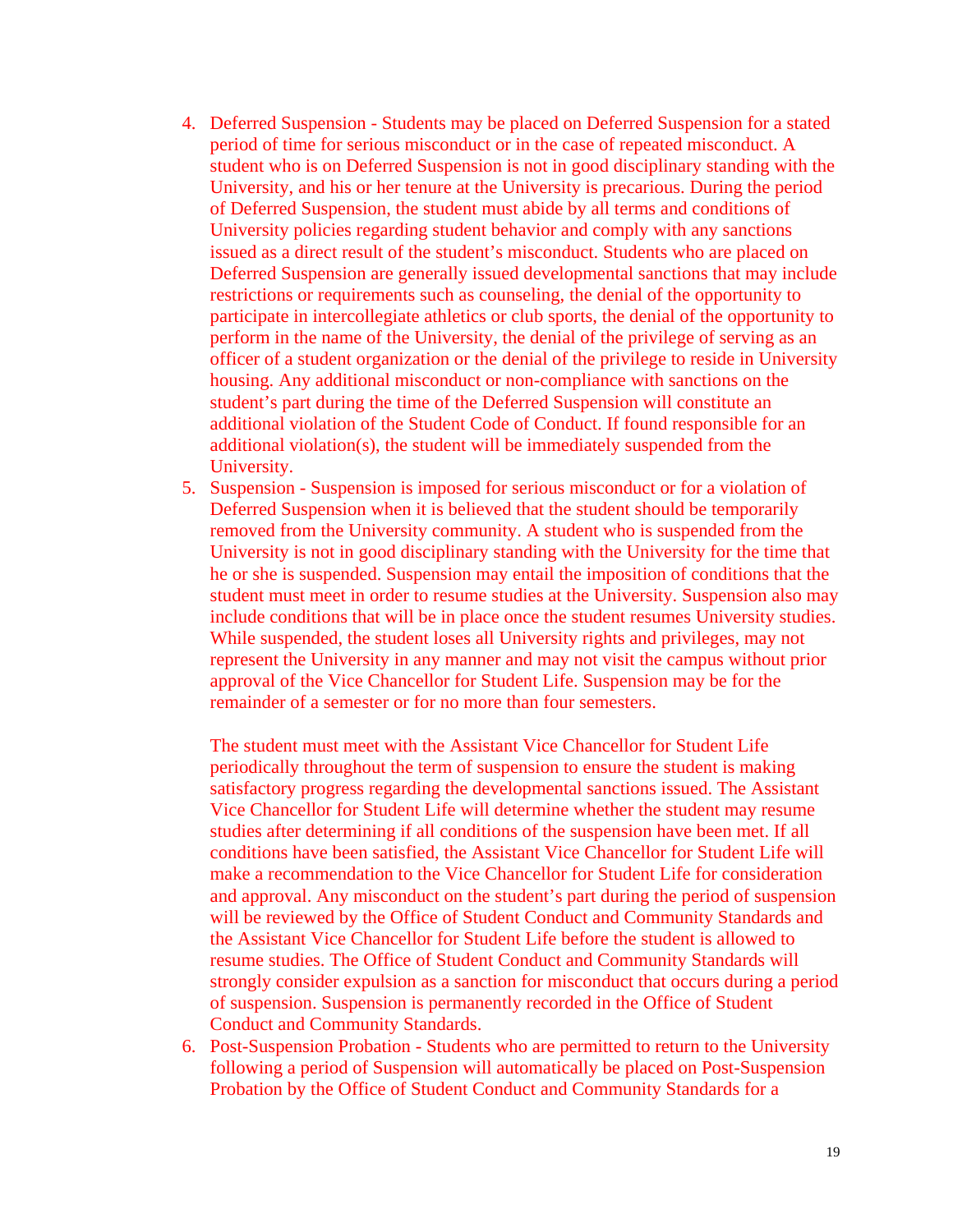4. Deferred Suspension - Students may be placed on Deferred Suspension for a stated period of time for serious misconduct or in the case of repeated misconduct. A student who is on Deferred Suspension is not in good disciplinary standing with the University, and his or her tenure at the University is precarious. During the period of Deferred Suspension, the student must abide by all terms and conditions of University policies regarding student behavior and comply with any sanctions issued as a direct result of the student's misconduct. Students who are placed on Deferred Suspension are generally issued developmental sanctions that may include restrictions or requirements such as counseling, the denial of the opportunity to participate in intercollegiate athletics or club sports, the denial of the opportunity to perform in the name of the University, the denial of the privilege of serving as an officer of a student organization or the denial of the privilege to reside in University housing. Any additional misconduct or non-compliance with sanctions on the student's part during the time of the Deferred Suspension will constitute an additional violation of the Student Code of Conduct. If found responsible for an additional violation(s), the student will be immediately suspended from the University.
5. Suspension - Suspension is imposed for serious misconduct or for a violation of Deferred Suspension when it is believed that the student should be temporarily removed from the University community. A student who is suspended from the University is not in good disciplinary standing with the University for the time that he or she is suspended. Suspension may entail the imposition of conditions that the student must meet in order to resume studies at the University. Suspension also may include conditions that will be in place once the student resumes University studies. While suspended, the student loses all University rights and privileges, may not represent the University in any manner and may not visit the campus without prior approval of the Vice Chancellor for Student Life. Suspension may be for the remainder of a semester or for no more than four semesters.

   The student must meet with the Assistant Vice Chancellor for Student Life periodically throughout the term of suspension to ensure the student is making satisfactory progress regarding the developmental sanctions issued. The Assistant Vice Chancellor for Student Life will determine whether the student may resume studies after determining if all conditions of the suspension have been met. If all conditions have been satisfied, the Assistant Vice Chancellor for Student Life will make a recommendation to the Vice Chancellor for Student Life for consideration and approval. Any misconduct on the student's part during the period of suspension will be reviewed by the Office of Student Conduct and Community Standards and the Assistant Vice Chancellor for Student Life before the student is allowed to resume studies. The Office of Student Conduct and Community Standards will strongly consider expulsion as a sanction for misconduct that occurs during a period of suspension. Suspension is permanently recorded in the Office of Student Conduct and Community Standards.
6. Post-Suspension Probation - Students who are permitted to return to the University following a period of Suspension will automatically be placed on Post-Suspension Probation by the Office of Student Conduct and Community Standards for a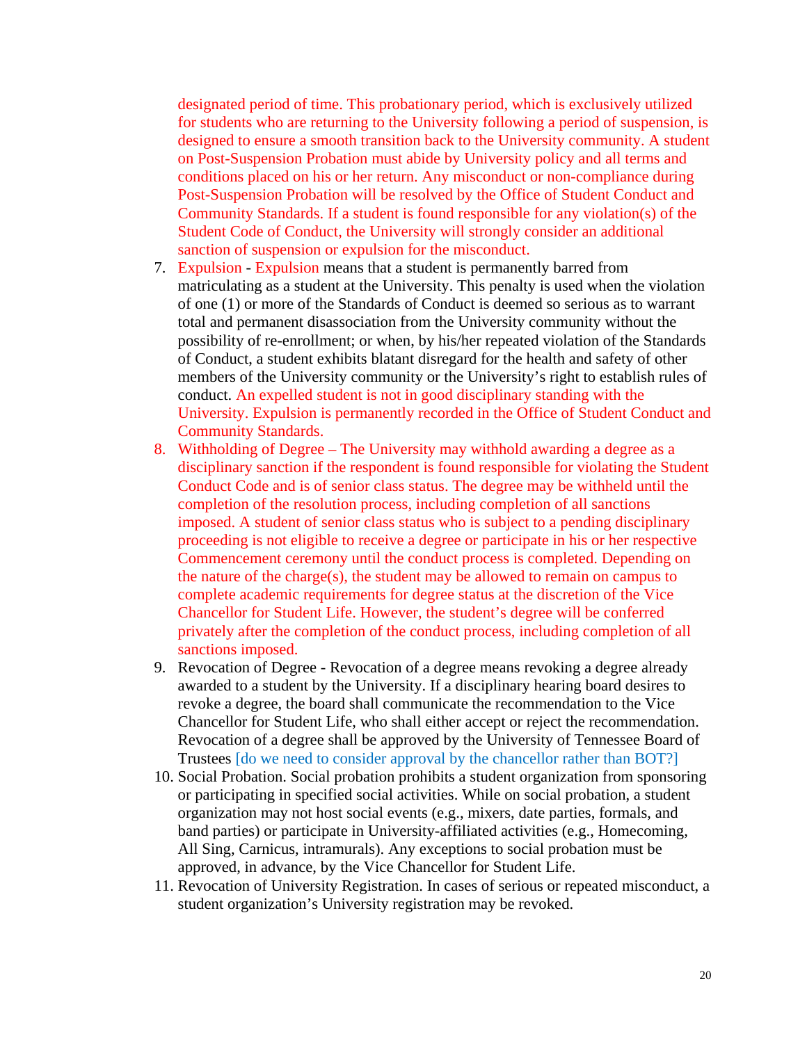designated period of time. This probationary period, which is exclusively utilized for students who are returning to the University following a period of suspension, is designed to ensure a smooth transition back to the University community. A student on Post-Suspension Probation must abide by University policy and all terms and conditions placed on his or her return. Any misconduct or non-compliance during Post-Suspension Probation will be resolved by the Office of Student Conduct and Community Standards. If a student is found responsible for any violation(s) of the Student Code of Conduct, the University will strongly consider an additional sanction of suspension or expulsion for the misconduct.

7. Expulsion - Expulsion means that a student is permanently barred from matriculating as a student at the University. This penalty is used when the violation of one (1) or more of the Standards of Conduct is deemed so serious as to warrant total and permanent disassociation from the University community without the possibility of re-enrollment; or when, by his/her repeated violation of the Standards of Conduct, a student exhibits blatant disregard for the health and safety of other members of the University community or the University's right to establish rules of conduct. An expelled student is not in good disciplinary standing with the University. Expulsion is permanently recorded in the Office of Student Conduct and Community Standards.
8. Withholding of Degree – The University may withhold awarding a degree as a disciplinary sanction if the respondent is found responsible for violating the Student Conduct Code and is of senior class status. The degree may be withheld until the completion of the resolution process, including completion of all sanctions imposed. A student of senior class status who is subject to a pending disciplinary proceeding is not eligible to receive a degree or participate in his or her respective Commencement ceremony until the conduct process is completed. Depending on the nature of the charge(s), the student may be allowed to remain on campus to complete academic requirements for degree status at the discretion of the Vice Chancellor for Student Life. However, the student's degree will be conferred privately after the completion of the conduct process, including completion of all sanctions imposed.
9. Revocation of Degree - Revocation of a degree means revoking a degree already awarded to a student by the University. If a disciplinary hearing board desires to revoke a degree, the board shall communicate the recommendation to the Vice Chancellor for Student Life, who shall either accept or reject the recommendation. Revocation of a degree shall be approved by the University of Tennessee Board of Trustees [do we need to consider approval by the chancellor rather than BOT?]
10. Social Probation. Social probation prohibits a student organization from sponsoring or participating in specified social activities. While on social probation, a student organization may not host social events (e.g., mixers, date parties, formals, and band parties) or participate in University-affiliated activities (e.g., Homecoming, All Sing, Carnicus, intramurals). Any exceptions to social probation must be approved, in advance, by the Vice Chancellor for Student Life.
11. Revocation of University Registration. In cases of serious or repeated misconduct, a student organization's University registration may be revoked.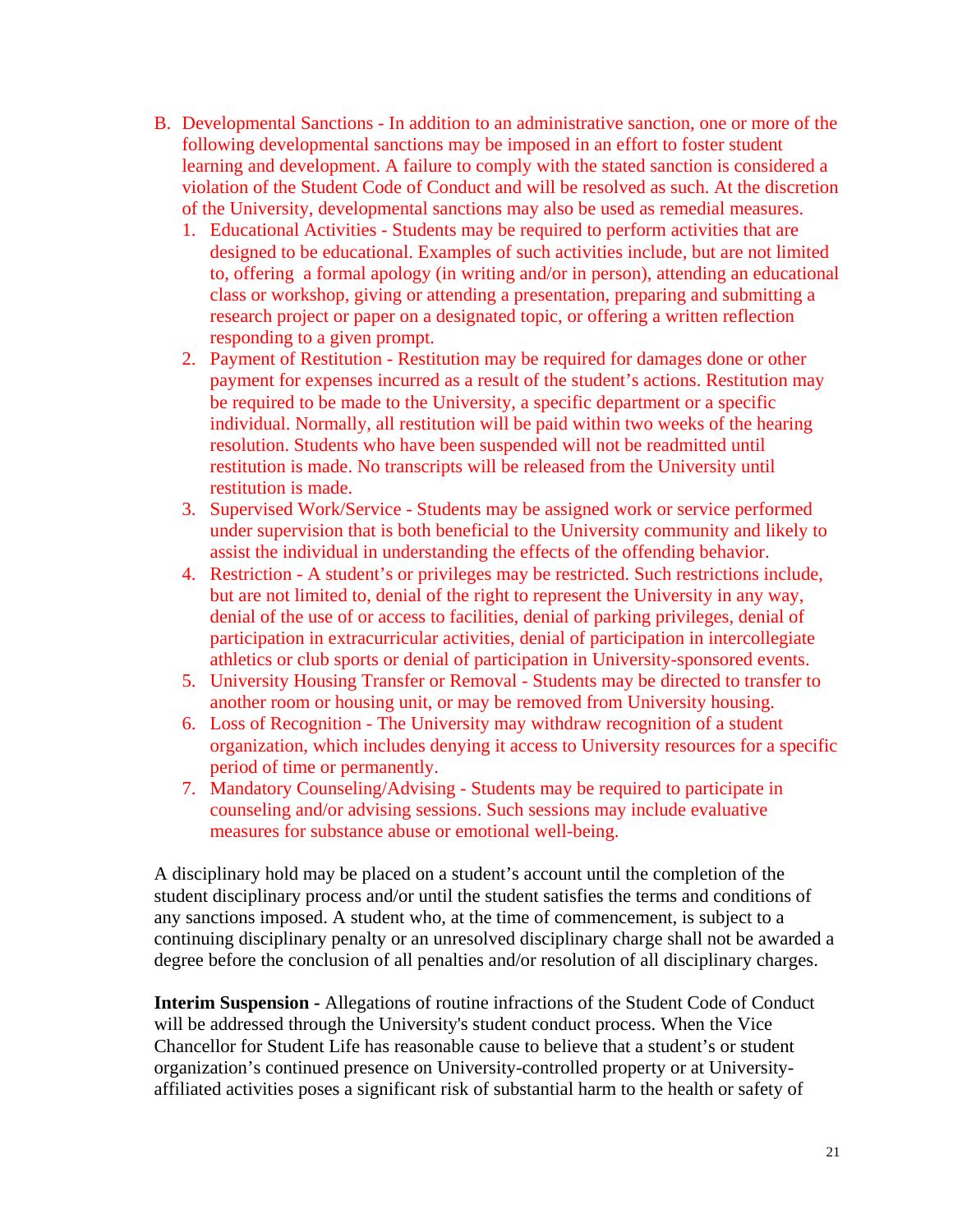B. Developmental Sanctions - In addition to an administrative sanction, one or more of the following developmental sanctions may be imposed in an effort to foster student learning and development. A failure to comply with the stated sanction is considered a violation of the Student Code of Conduct and will be resolved as such. At the discretion of the University, developmental sanctions may also be used as remedial measures.
   1. Educational Activities - Students may be required to perform activities that are designed to be educational. Examples of such activities include, but are not limited to, offering a formal apology (in writing and/or in person), attending an educational class or workshop, giving or attending a presentation, preparing and submitting a research project or paper on a designated topic, or offering a written reflection responding to a given prompt.
   2. Payment of Restitution - Restitution may be required for damages done or other payment for expenses incurred as a result of the student's actions. Restitution may be required to be made to the University, a specific department or a specific individual. Normally, all restitution will be paid within two weeks of the hearing resolution. Students who have been suspended will not be readmitted until restitution is made. No transcripts will be released from the University until restitution is made.
   3. Supervised Work/Service - Students may be assigned work or service performed under supervision that is both beneficial to the University community and likely to assist the individual in understanding the effects of the offending behavior.
   4. Restriction - A student's or privileges may be restricted. Such restrictions include, but are not limited to, denial of the right to represent the University in any way, denial of the use of or access to facilities, denial of parking privileges, denial of participation in extracurricular activities, denial of participation in intercollegiate athletics or club sports or denial of participation in University-sponsored events.
   5. University Housing Transfer or Removal - Students may be directed to transfer to another room or housing unit, or may be removed from University housing.
   6. Loss of Recognition - The University may withdraw recognition of a student organization, which includes denying it access to University resources for a specific period of time or permanently.
   7. Mandatory Counseling/Advising - Students may be required to participate in counseling and/or advising sessions. Such sessions may include evaluative measures for substance abuse or emotional well-being.

A disciplinary hold may be placed on a student's account until the completion of the student disciplinary process and/or until the student satisfies the terms and conditions of any sanctions imposed. A student who, at the time of commencement, is subject to a continuing disciplinary penalty or an unresolved disciplinary charge shall not be awarded a degree before the conclusion of all penalties and/or resolution of all disciplinary charges.

**Interim Suspension -** Allegations of routine infractions of the Student Code of Conduct will be addressed through the University's student conduct process. When the Vice Chancellor for Student Life has reasonable cause to believe that a student's or student organization's continued presence on University-controlled property or at University-affiliated activities poses a significant risk of substantial harm to the health or safety of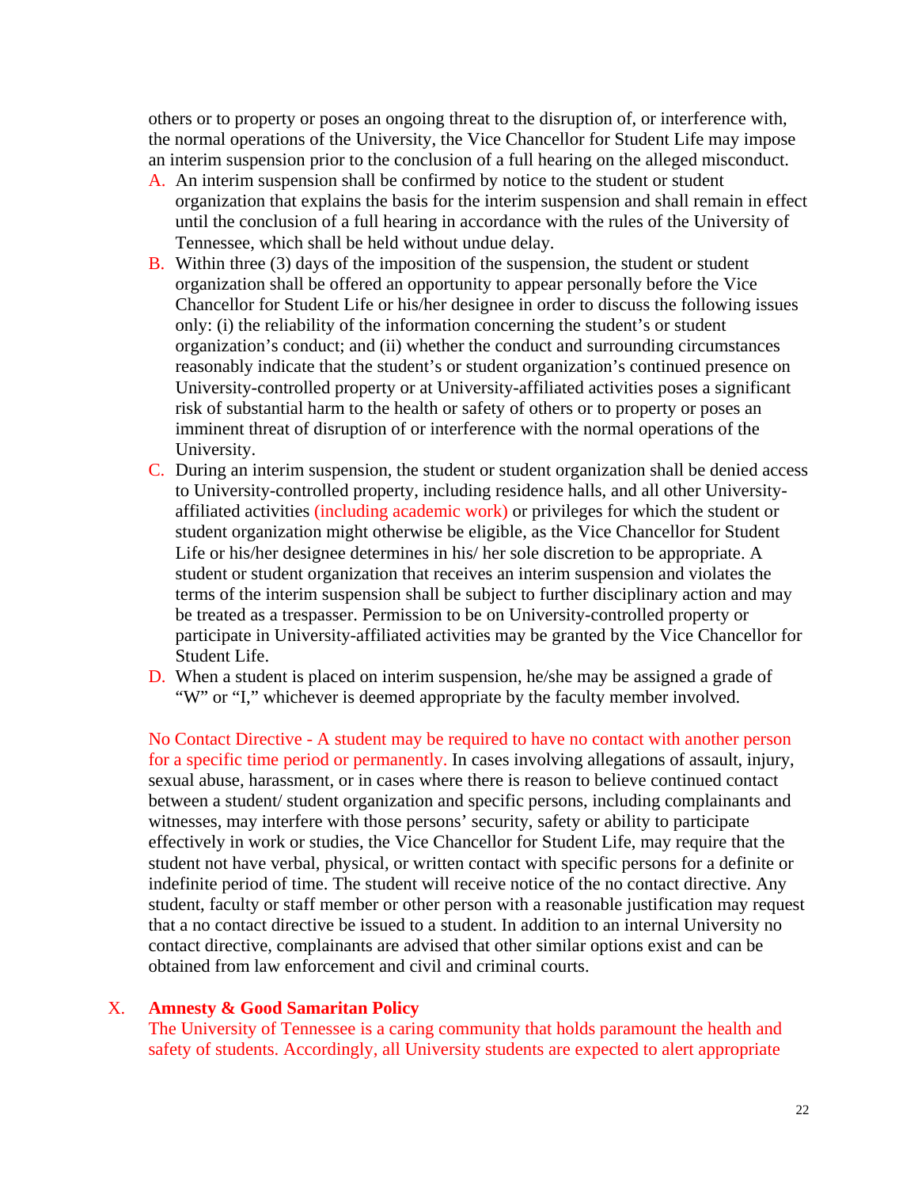others or to property or poses an ongoing threat to the disruption of, or interference with, the normal operations of the University, the Vice Chancellor for Student Life may impose an interim suspension prior to the conclusion of a full hearing on the alleged misconduct.

A. An interim suspension shall be confirmed by notice to the student or student organization that explains the basis for the interim suspension and shall remain in effect until the conclusion of a full hearing in accordance with the rules of the University of Tennessee, which shall be held without undue delay.
B. Within three (3) days of the imposition of the suspension, the student or student organization shall be offered an opportunity to appear personally before the Vice Chancellor for Student Life or his/her designee in order to discuss the following issues only: (i) the reliability of the information concerning the student's or student organization's conduct; and (ii) whether the conduct and surrounding circumstances reasonably indicate that the student's or student organization's continued presence on University-controlled property or at University-affiliated activities poses a significant risk of substantial harm to the health or safety of others or to property or poses an imminent threat of disruption of or interference with the normal operations of the University.
C. During an interim suspension, the student or student organization shall be denied access to University-controlled property, including residence halls, and all other University-affiliated activities (including academic work) or privileges for which the student or student organization might otherwise be eligible, as the Vice Chancellor for Student Life or his/her designee determines in his/ her sole discretion to be appropriate. A student or student organization that receives an interim suspension and violates the terms of the interim suspension shall be subject to further disciplinary action and may be treated as a trespasser. Permission to be on University-controlled property or participate in University-affiliated activities may be granted by the Vice Chancellor for Student Life.
D. When a student is placed on interim suspension, he/she may be assigned a grade of "W" or "I," whichever is deemed appropriate by the faculty member involved.

No Contact Directive - A student may be required to have no contact with another person for a specific time period or permanently. In cases involving allegations of assault, injury, sexual abuse, harassment, or in cases where there is reason to believe continued contact between a student/ student organization and specific persons, including complainants and witnesses, may interfere with those persons' security, safety or ability to participate effectively in work or studies, the Vice Chancellor for Student Life, may require that the student not have verbal, physical, or written contact with specific persons for a definite or indefinite period of time. The student will receive notice of the no contact directive. Any student, faculty or staff member or other person with a reasonable justification may request that a no contact directive be issued to a student. In addition to an internal University no contact directive, complainants are advised that other similar options exist and can be obtained from law enforcement and civil and criminal courts.

## X. Amnesty & Good Samaritan Policy

The University of Tennessee is a caring community that holds paramount the health and safety of students. Accordingly, all University students are expected to alert appropriate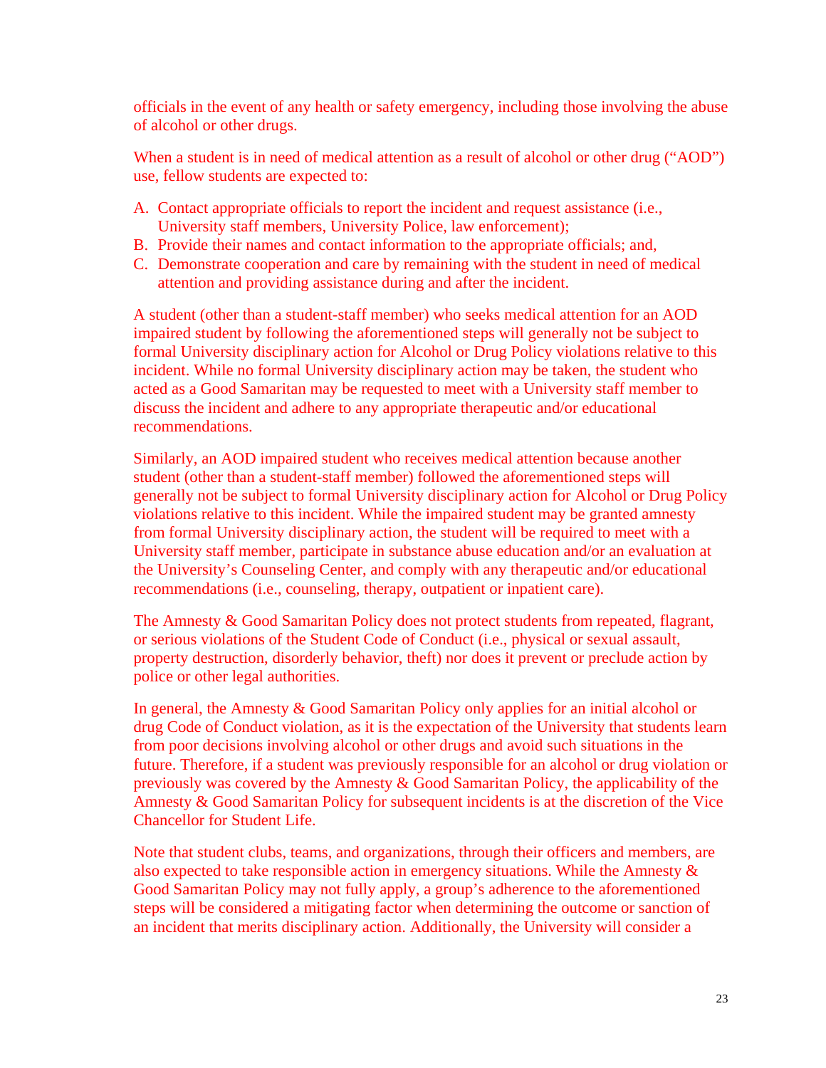officials in the event of any health or safety emergency, including those involving the abuse of alcohol or other drugs.

When a student is in need of medical attention as a result of alcohol or other drug ("AOD") use, fellow students are expected to:

A. Contact appropriate officials to report the incident and request assistance (i.e., University staff members, University Police, law enforcement);
B. Provide their names and contact information to the appropriate officials; and,
C. Demonstrate cooperation and care by remaining with the student in need of medical attention and providing assistance during and after the incident.

A student (other than a student-staff member) who seeks medical attention for an AOD impaired student by following the aforementioned steps will generally not be subject to formal University disciplinary action for Alcohol or Drug Policy violations relative to this incident. While no formal University disciplinary action may be taken, the student who acted as a Good Samaritan may be requested to meet with a University staff member to discuss the incident and adhere to any appropriate therapeutic and/or educational recommendations.

Similarly, an AOD impaired student who receives medical attention because another student (other than a student-staff member) followed the aforementioned steps will generally not be subject to formal University disciplinary action for Alcohol or Drug Policy violations relative to this incident. While the impaired student may be granted amnesty from formal University disciplinary action, the student will be required to meet with a University staff member, participate in substance abuse education and/or an evaluation at the University's Counseling Center, and comply with any therapeutic and/or educational recommendations (i.e., counseling, therapy, outpatient or inpatient care).

The Amnesty & Good Samaritan Policy does not protect students from repeated, flagrant, or serious violations of the Student Code of Conduct (i.e., physical or sexual assault, property destruction, disorderly behavior, theft) nor does it prevent or preclude action by police or other legal authorities.

In general, the Amnesty & Good Samaritan Policy only applies for an initial alcohol or drug Code of Conduct violation, as it is the expectation of the University that students learn from poor decisions involving alcohol or other drugs and avoid such situations in the future. Therefore, if a student was previously responsible for an alcohol or drug violation or previously was covered by the Amnesty & Good Samaritan Policy, the applicability of the Amnesty & Good Samaritan Policy for subsequent incidents is at the discretion of the Vice Chancellor for Student Life.

Note that student clubs, teams, and organizations, through their officers and members, are also expected to take responsible action in emergency situations. While the Amnesty & Good Samaritan Policy may not fully apply, a group's adherence to the aforementioned steps will be considered a mitigating factor when determining the outcome or sanction of an incident that merits disciplinary action. Additionally, the University will consider a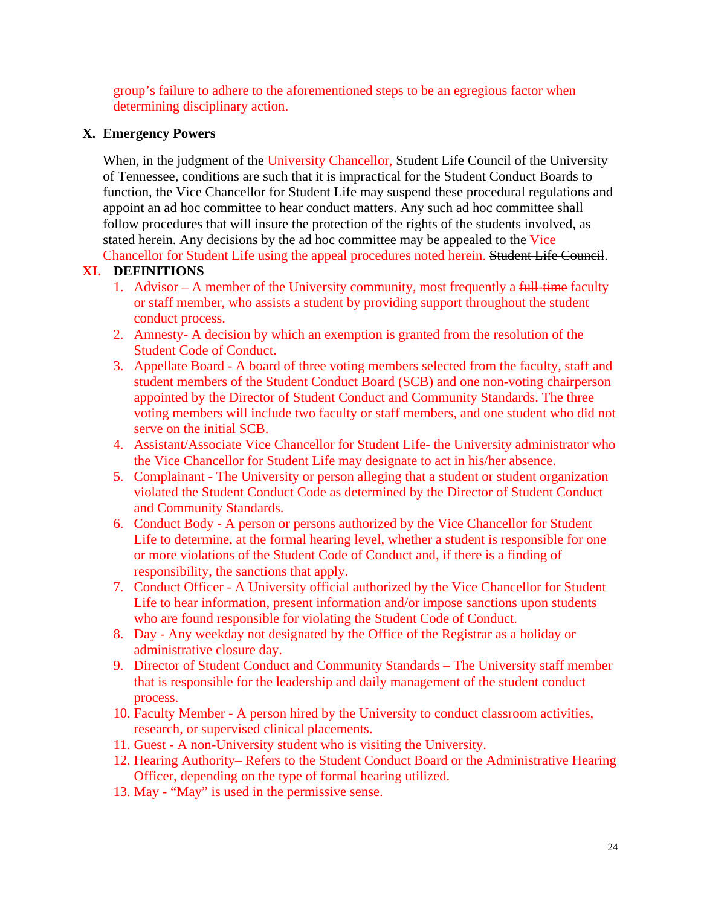group's failure to adhere to the aforementioned steps to be an egregious factor when determining disciplinary action.

## X. Emergency Powers

When, in the judgment of the University Chancellor, ~~Student Life Council of the University of Tennessee~~, conditions are such that it is impractical for the Student Conduct Boards to function, the Vice Chancellor for Student Life may suspend these procedural regulations and appoint an ad hoc committee to hear conduct matters. Any such ad hoc committee shall follow procedures that will insure the protection of the rights of the students involved, as stated herein. Any decisions by the ad hoc committee may be appealed to the Vice Chancellor for Student Life using the appeal procedures noted herein. ~~Student Life Council~~.

## XI. DEFINITIONS

1. Advisor – A member of the University community, most frequently a ~~full-time~~ faculty or staff member, who assists a student by providing support throughout the student conduct process.
2. Amnesty- A decision by which an exemption is granted from the resolution of the Student Code of Conduct.
3. Appellate Board - A board of three voting members selected from the faculty, staff and student members of the Student Conduct Board (SCB) and one non-voting chairperson appointed by the Director of Student Conduct and Community Standards. The three voting members will include two faculty or staff members, and one student who did not serve on the initial SCB.
4. Assistant/Associate Vice Chancellor for Student Life- the University administrator who the Vice Chancellor for Student Life may designate to act in his/her absence.
5. Complainant - The University or person alleging that a student or student organization violated the Student Conduct Code as determined by the Director of Student Conduct and Community Standards.
6. Conduct Body - A person or persons authorized by the Vice Chancellor for Student Life to determine, at the formal hearing level, whether a student is responsible for one or more violations of the Student Code of Conduct and, if there is a finding of responsibility, the sanctions that apply.
7. Conduct Officer - A University official authorized by the Vice Chancellor for Student Life to hear information, present information and/or impose sanctions upon students who are found responsible for violating the Student Code of Conduct.
8. Day - Any weekday not designated by the Office of the Registrar as a holiday or administrative closure day.
9. Director of Student Conduct and Community Standards – The University staff member that is responsible for the leadership and daily management of the student conduct process.
10. Faculty Member - A person hired by the University to conduct classroom activities, research, or supervised clinical placements.
11. Guest - A non-University student who is visiting the University.
12. Hearing Authority– Refers to the Student Conduct Board or the Administrative Hearing Officer, depending on the type of formal hearing utilized.
13. May - "May" is used in the permissive sense.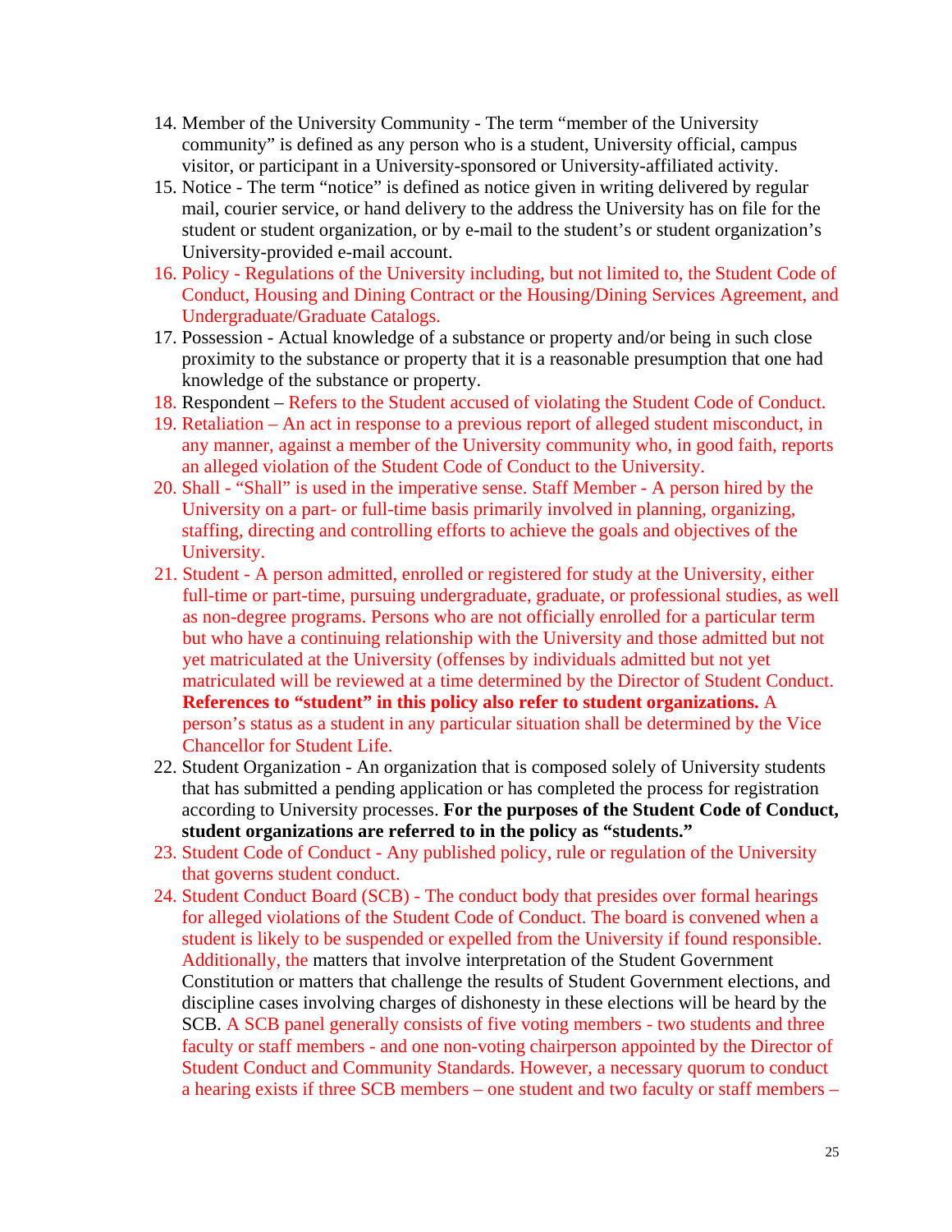14. Member of the University Community - The term "member of the University community" is defined as any person who is a student, University official, campus visitor, or participant in a University-sponsored or University-affiliated activity.
15. Notice - The term "notice" is defined as notice given in writing delivered by regular mail, courier service, or hand delivery to the address the University has on file for the student or student organization, or by e-mail to the student's or student organization's University-provided e-mail account.
16. Policy - Regulations of the University including, but not limited to, the Student Code of Conduct, Housing and Dining Contract or the Housing/Dining Services Agreement, and Undergraduate/Graduate Catalogs.
17. Possession - Actual knowledge of a substance or property and/or being in such close proximity to the substance or property that it is a reasonable presumption that one had knowledge of the substance or property.
18. Respondent – Refers to the Student accused of violating the Student Code of Conduct.
19. Retaliation – An act in response to a previous report of alleged student misconduct, in any manner, against a member of the University community who, in good faith, reports an alleged violation of the Student Code of Conduct to the University.
20. Shall - "Shall" is used in the imperative sense. Staff Member - A person hired by the University on a part- or full-time basis primarily involved in planning, organizing, staffing, directing and controlling efforts to achieve the goals and objectives of the University.
21. Student - A person admitted, enrolled or registered for study at the University, either full-time or part-time, pursuing undergraduate, graduate, or professional studies, as well as non-degree programs. Persons who are not officially enrolled for a particular term but who have a continuing relationship with the University and those admitted but not yet matriculated at the University (offenses by individuals admitted but not yet matriculated will be reviewed at a time determined by the Director of Student Conduct. **References to "student" in this policy also refer to student organizations.** A person's status as a student in any particular situation shall be determined by the Vice Chancellor for Student Life.
22. Student Organization - An organization that is composed solely of University students that has submitted a pending application or has completed the process for registration according to University processes. **For the purposes of the Student Code of Conduct, student organizations are referred to in the policy as "students."**
23. Student Code of Conduct - Any published policy, rule or regulation of the University that governs student conduct.
24. Student Conduct Board (SCB) - The conduct body that presides over formal hearings for alleged violations of the Student Code of Conduct. The board is convened when a student is likely to be suspended or expelled from the University if found responsible. Additionally, the matters that involve interpretation of the Student Government Constitution or matters that challenge the results of Student Government elections, and discipline cases involving charges of dishonesty in these elections will be heard by the SCB. A SCB panel generally consists of five voting members - two students and three faculty or staff members - and one non-voting chairperson appointed by the Director of Student Conduct and Community Standards. However, a necessary quorum to conduct a hearing exists if three SCB members – one student and two faculty or staff members –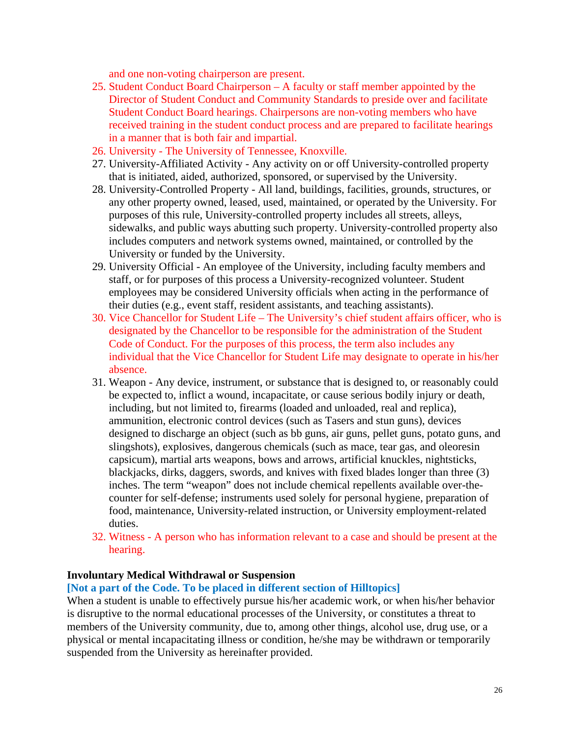and one non-voting chairperson are present.

25. Student Conduct Board Chairperson – A faculty or staff member appointed by the Director of Student Conduct and Community Standards to preside over and facilitate Student Conduct Board hearings. Chairpersons are non-voting members who have received training in the student conduct process and are prepared to facilitate hearings in a manner that is both fair and impartial.
26. University - The University of Tennessee, Knoxville.
27. University-Affiliated Activity - Any activity on or off University-controlled property that is initiated, aided, authorized, sponsored, or supervised by the University.
28. University-Controlled Property - All land, buildings, facilities, grounds, structures, or any other property owned, leased, used, maintained, or operated by the University. For purposes of this rule, University-controlled property includes all streets, alleys, sidewalks, and public ways abutting such property. University-controlled property also includes computers and network systems owned, maintained, or controlled by the University or funded by the University.
29. University Official - An employee of the University, including faculty members and staff, or for purposes of this process a University-recognized volunteer. Student employees may be considered University officials when acting in the performance of their duties (e.g., event staff, resident assistants, and teaching assistants).
30. Vice Chancellor for Student Life – The University's chief student affairs officer, who is designated by the Chancellor to be responsible for the administration of the Student Code of Conduct. For the purposes of this process, the term also includes any individual that the Vice Chancellor for Student Life may designate to operate in his/her absence.
31. Weapon - Any device, instrument, or substance that is designed to, or reasonably could be expected to, inflict a wound, incapacitate, or cause serious bodily injury or death, including, but not limited to, firearms (loaded and unloaded, real and replica), ammunition, electronic control devices (such as Tasers and stun guns), devices designed to discharge an object (such as bb guns, air guns, pellet guns, potato guns, and slingshots), explosives, dangerous chemicals (such as mace, tear gas, and oleoresin capsicum), martial arts weapons, bows and arrows, artificial knuckles, nightsticks, blackjacks, dirks, daggers, swords, and knives with fixed blades longer than three (3) inches. The term "weapon" does not include chemical repellents available over-the-counter for self-defense; instruments used solely for personal hygiene, preparation of food, maintenance, University-related instruction, or University employment-related duties.
32. Witness - A person who has information relevant to a case and should be present at the hearing.

**Involuntary Medical Withdrawal or Suspension**

**[Not a part of the Code. To be placed in different section of Hilltopics]**

When a student is unable to effectively pursue his/her academic work, or when his/her behavior is disruptive to the normal educational processes of the University, or constitutes a threat to members of the University community, due to, among other things, alcohol use, drug use, or a physical or mental incapacitating illness or condition, he/she may be withdrawn or temporarily suspended from the University as hereinafter provided.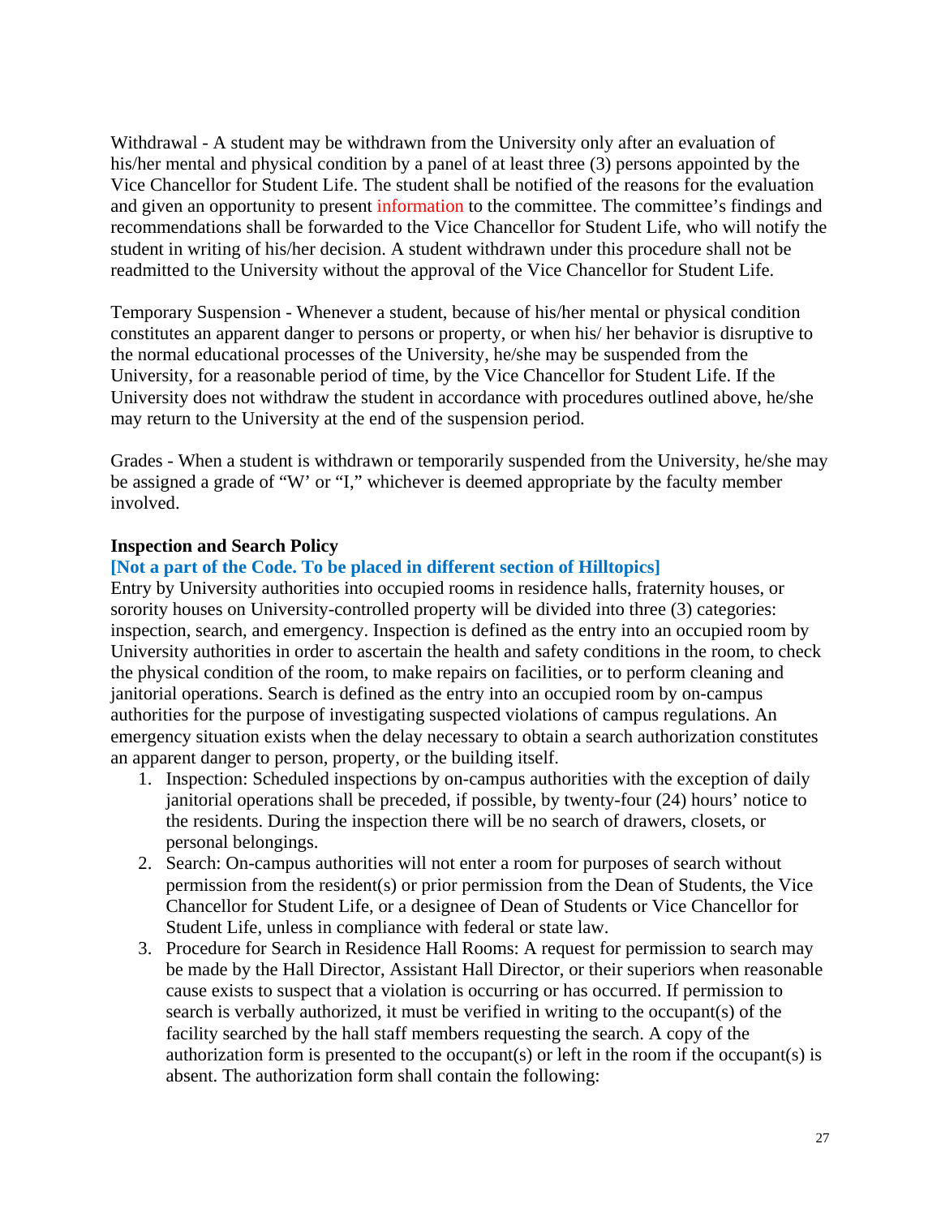Withdrawal - A student may be withdrawn from the University only after an evaluation of his/her mental and physical condition by a panel of at least three (3) persons appointed by the Vice Chancellor for Student Life. The student shall be notified of the reasons for the evaluation and given an opportunity to present information to the committee. The committee's findings and recommendations shall be forwarded to the Vice Chancellor for Student Life, who will notify the student in writing of his/her decision. A student withdrawn under this procedure shall not be readmitted to the University without the approval of the Vice Chancellor for Student Life.

Temporary Suspension - Whenever a student, because of his/her mental or physical condition constitutes an apparent danger to persons or property, or when his/ her behavior is disruptive to the normal educational processes of the University, he/she may be suspended from the University, for a reasonable period of time, by the Vice Chancellor for Student Life. If the University does not withdraw the student in accordance with procedures outlined above, he/she may return to the University at the end of the suspension period.

Grades - When a student is withdrawn or temporarily suspended from the University, he/she may be assigned a grade of "W' or "I," whichever is deemed appropriate by the faculty member involved.

**Inspection and Search Policy**

**[Not a part of the Code. To be placed in different section of Hilltopics]**

Entry by University authorities into occupied rooms in residence halls, fraternity houses, or sorority houses on University-controlled property will be divided into three (3) categories: inspection, search, and emergency. Inspection is defined as the entry into an occupied room by University authorities in order to ascertain the health and safety conditions in the room, to check the physical condition of the room, to make repairs on facilities, or to perform cleaning and janitorial operations. Search is defined as the entry into an occupied room by on-campus authorities for the purpose of investigating suspected violations of campus regulations. An emergency situation exists when the delay necessary to obtain a search authorization constitutes an apparent danger to person, property, or the building itself.

1. Inspection: Scheduled inspections by on-campus authorities with the exception of daily janitorial operations shall be preceded, if possible, by twenty-four (24) hours' notice to the residents. During the inspection there will be no search of drawers, closets, or personal belongings.
2. Search: On-campus authorities will not enter a room for purposes of search without permission from the resident(s) or prior permission from the Dean of Students, the Vice Chancellor for Student Life, or a designee of Dean of Students or Vice Chancellor for Student Life, unless in compliance with federal or state law.
3. Procedure for Search in Residence Hall Rooms: A request for permission to search may be made by the Hall Director, Assistant Hall Director, or their superiors when reasonable cause exists to suspect that a violation is occurring or has occurred. If permission to search is verbally authorized, it must be verified in writing to the occupant(s) of the facility searched by the hall staff members requesting the search. A copy of the authorization form is presented to the occupant(s) or left in the room if the occupant(s) is absent. The authorization form shall contain the following: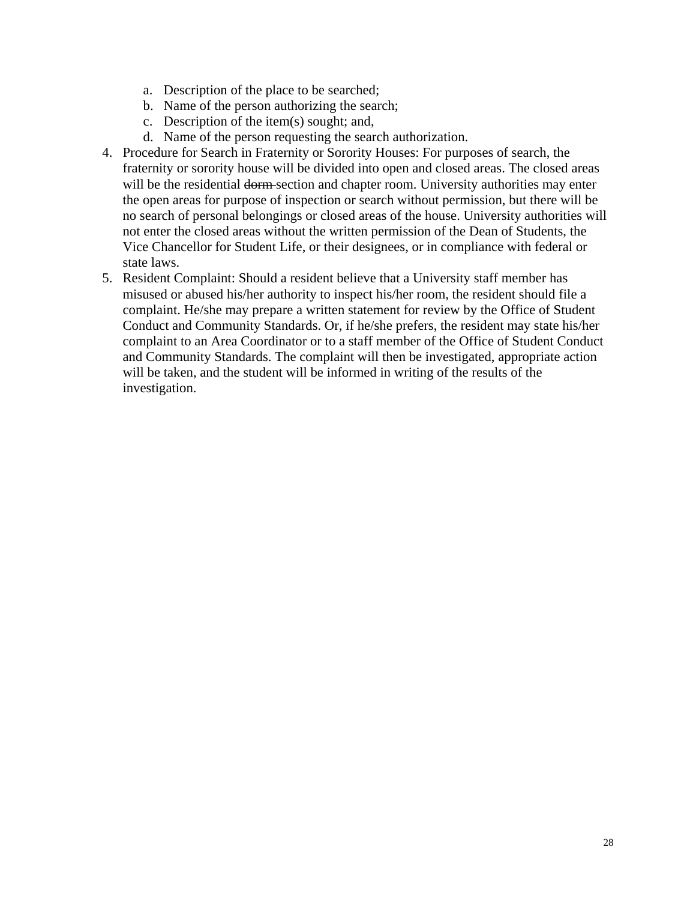a. Description of the place to be searched;
   b. Name of the person authorizing the search;
   c. Description of the item(s) sought; and,
   d. Name of the person requesting the search authorization.

4. Procedure for Search in Fraternity or Sorority Houses: For purposes of search, the fraternity or sorority house will be divided into open and closed areas. The closed areas will be the residential ~~dorm~~ section and chapter room. University authorities may enter the open areas for purpose of inspection or search without permission, but there will be no search of personal belongings or closed areas of the house. University authorities will not enter the closed areas without the written permission of the Dean of Students, the Vice Chancellor for Student Life, or their designees, or in compliance with federal or state laws.
5. Resident Complaint: Should a resident believe that a University staff member has misused or abused his/her authority to inspect his/her room, the resident should file a complaint. He/she may prepare a written statement for review by the Office of Student Conduct and Community Standards. Or, if he/she prefers, the resident may state his/her complaint to an Area Coordinator or to a staff member of the Office of Student Conduct and Community Standards. The complaint will then be investigated, appropriate action will be taken, and the student will be informed in writing of the results of the investigation.